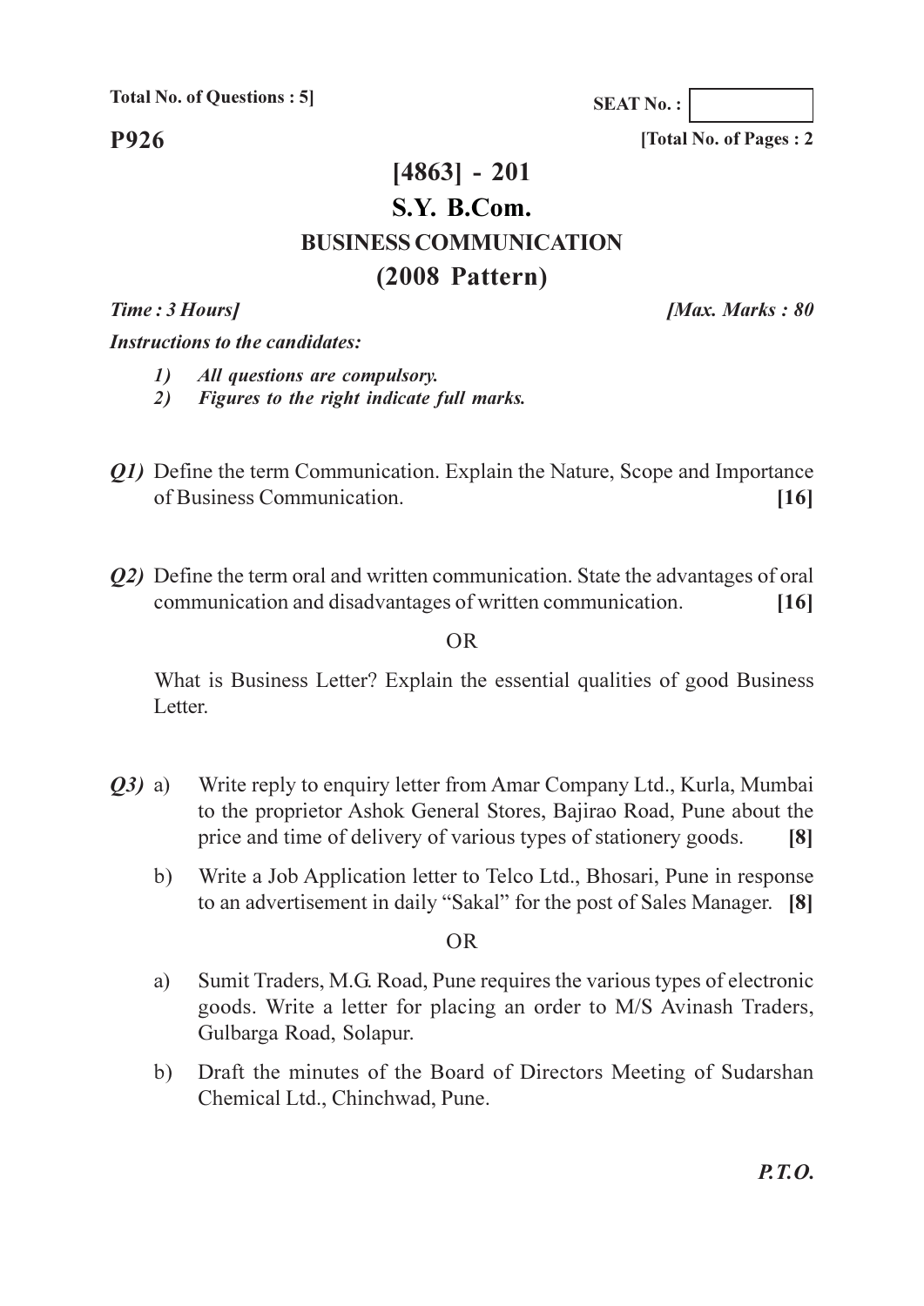**Total No. of Questions : 5]**

**SEAT No. :**

**P926**

**[Total No. of Pages : 2**

# [4863] - 201

# S.Y. B.Com.

## BUSINESS COMMUNICATION

## (2008 Pattern)

***Time : 3 Hours]*** ***[Max. Marks : 80***

***Instructions to the candidates:***

1) *All questions are compulsory.*
2) *Figures to the right indicate full marks.*

***Q1)*** Define the term Communication. Explain the Nature, Scope and Importance of Business Communication. **[16]**

***Q2)*** Define the term oral and written communication. State the advantages of oral communication and disadvantages of written communication. **[16]**

OR

What is Business Letter? Explain the essential qualities of good Business Letter.

***Q3)*** a) Write reply to enquiry letter from Amar Company Ltd., Kurla, Mumbai to the proprietor Ashok General Stores, Bajirao Road, Pune about the price and time of delivery of various types of stationery goods. **[8]**

b) Write a Job Application letter to Telco Ltd., Bhosari, Pune in response to an advertisement in daily "Sakal" for the post of Sales Manager. **[8]**

OR

a) Sumit Traders, M.G. Road, Pune requires the various types of electronic goods. Write a letter for placing an order to M/S Avinash Traders, Gulbarga Road, Solapur.

b) Draft the minutes of the Board of Directors Meeting of Sudarshan Chemical Ltd., Chinchwad, Pune.

***P.T.O.***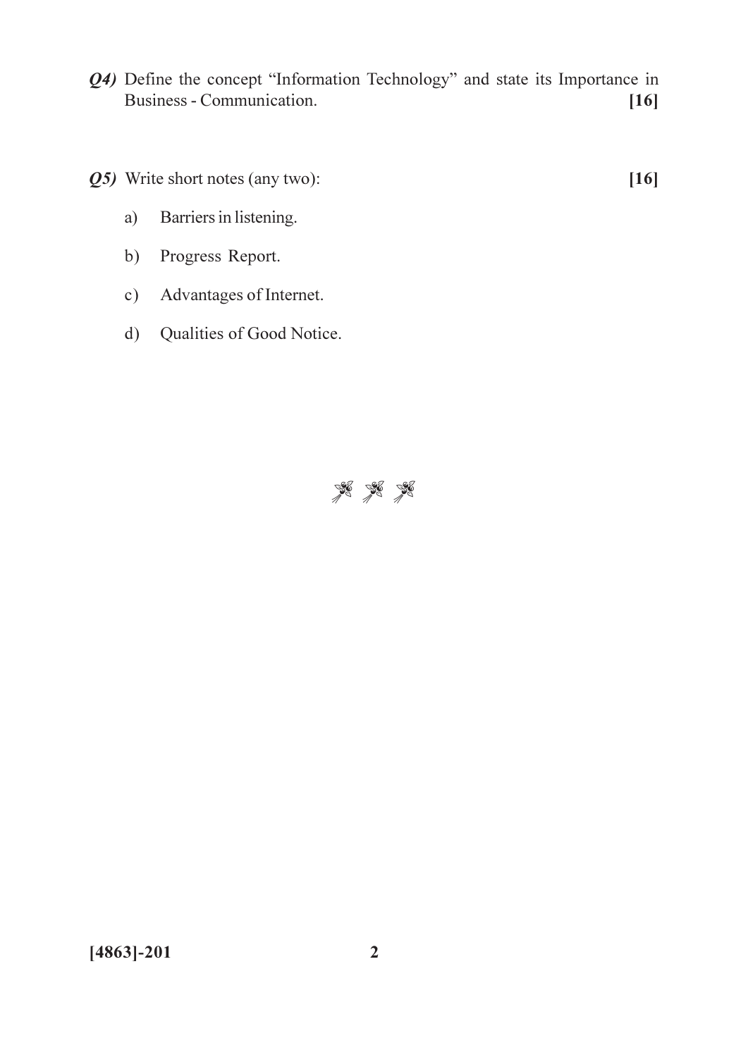***Q4)*** Define the concept "Information Technology" and state its Importance in Business - Communication. **[16]**

***Q5)*** Write short notes (any two): **[16]**

a) Barriers in listening.

b) Progress Report.

c) Advantages of Internet.

d) Qualities of Good Notice.

[4863]-201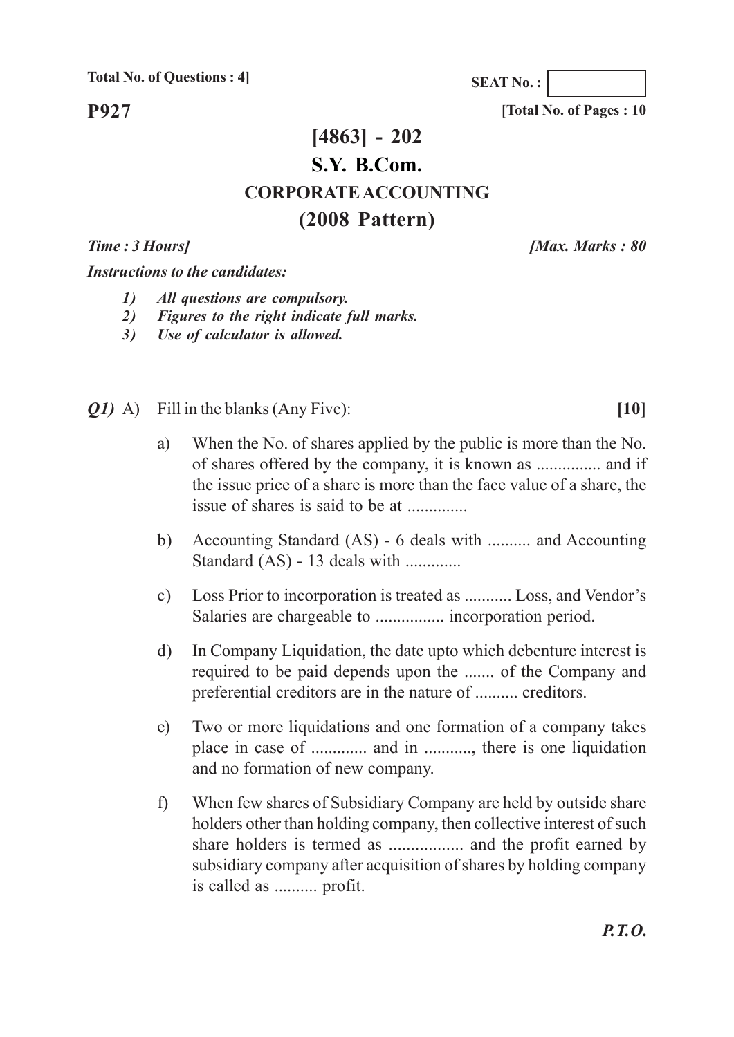**Total No. of Questions : 4]**

**SEAT No. :**

**P927**

**[Total No. of Pages : 10**

# [4863] - 202

## S.Y. B.Com.

### CORPORATE ACCOUNTING

### (2008 Pattern)

***Time : 3 Hours]*** ***[Max. Marks : 80***

***Instructions to the candidates:***

1. *All questions are compulsory.*
2. *Figures to the right indicate full marks.*
3. *Use of calculator is allowed.*

***Q1)*** A) Fill in the blanks (Any Five): **[10]**

a) When the No. of shares applied by the public is more than the No. of shares offered by the company, it is known as ............... and if the issue price of a share is more than the face value of a share, the issue of shares is said to be at ..............

b) Accounting Standard (AS) - 6 deals with .......... and Accounting Standard (AS) - 13 deals with .............

c) Loss Prior to incorporation is treated as ........... Loss, and Vendor's Salaries are chargeable to ................ incorporation period.

d) In Company Liquidation, the date upto which debenture interest is required to be paid depends upon the ....... of the Company and preferential creditors are in the nature of .......... creditors.

e) Two or more liquidations and one formation of a company takes place in case of ............. and in ..........., there is one liquidation and no formation of new company.

f) When few shares of Subsidiary Company are held by outside share holders other than holding company, then collective interest of such share holders is termed as ................. and the profit earned by subsidiary company after acquisition of shares by holding company is called as .......... profit.

***P.T.O.***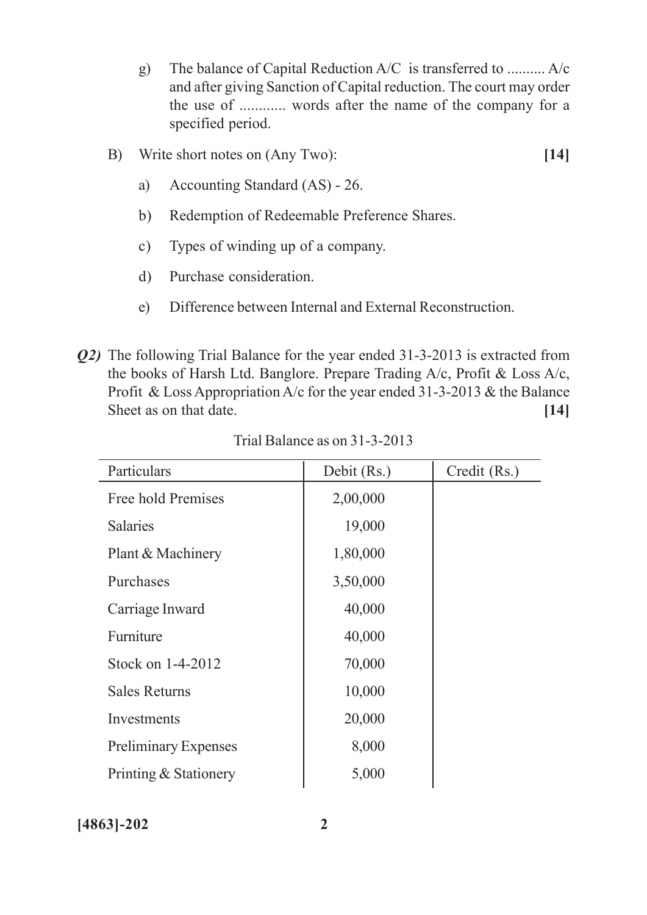g) The balance of Capital Reduction A/C is transferred to .......... A/c and after giving Sanction of Capital reduction. The court may order the use of ........... words after the name of the company for a specified period.

B) Write short notes on (Any Two): **[14]**

a) Accounting Standard (AS) - 26.

b) Redemption of Redeemable Preference Shares.

c) Types of winding up of a company.

d) Purchase consideration.

e) Difference between Internal and External Reconstruction.

***Q2)*** The following Trial Balance for the year ended 31-3-2013 is extracted from the books of Harsh Ltd. Banglore. Prepare Trading A/c, Profit & Loss A/c, Profit & Loss Appropriation A/c for the year ended 31-3-2013 & the Balance Sheet as on that date. **[14]**

Trial Balance as on 31-3-2013

| Particulars | Debit (Rs.) | Credit (Rs.) |
|---|---|---|
| Free hold Premises | 2,00,000 | |
| Salaries | 19,000 | |
| Plant & Machinery | 1,80,000 | |
| Purchases | 3,50,000 | |
| Carriage Inward | 40,000 | |
| Furniture | 40,000 | |
| Stock on 1-4-2012 | 70,000 | |
| Sales Returns | 10,000 | |
| Investments | 20,000 | |
| Preliminary Expenses | 8,000 | |
| Printing & Stationery | 5,000 | |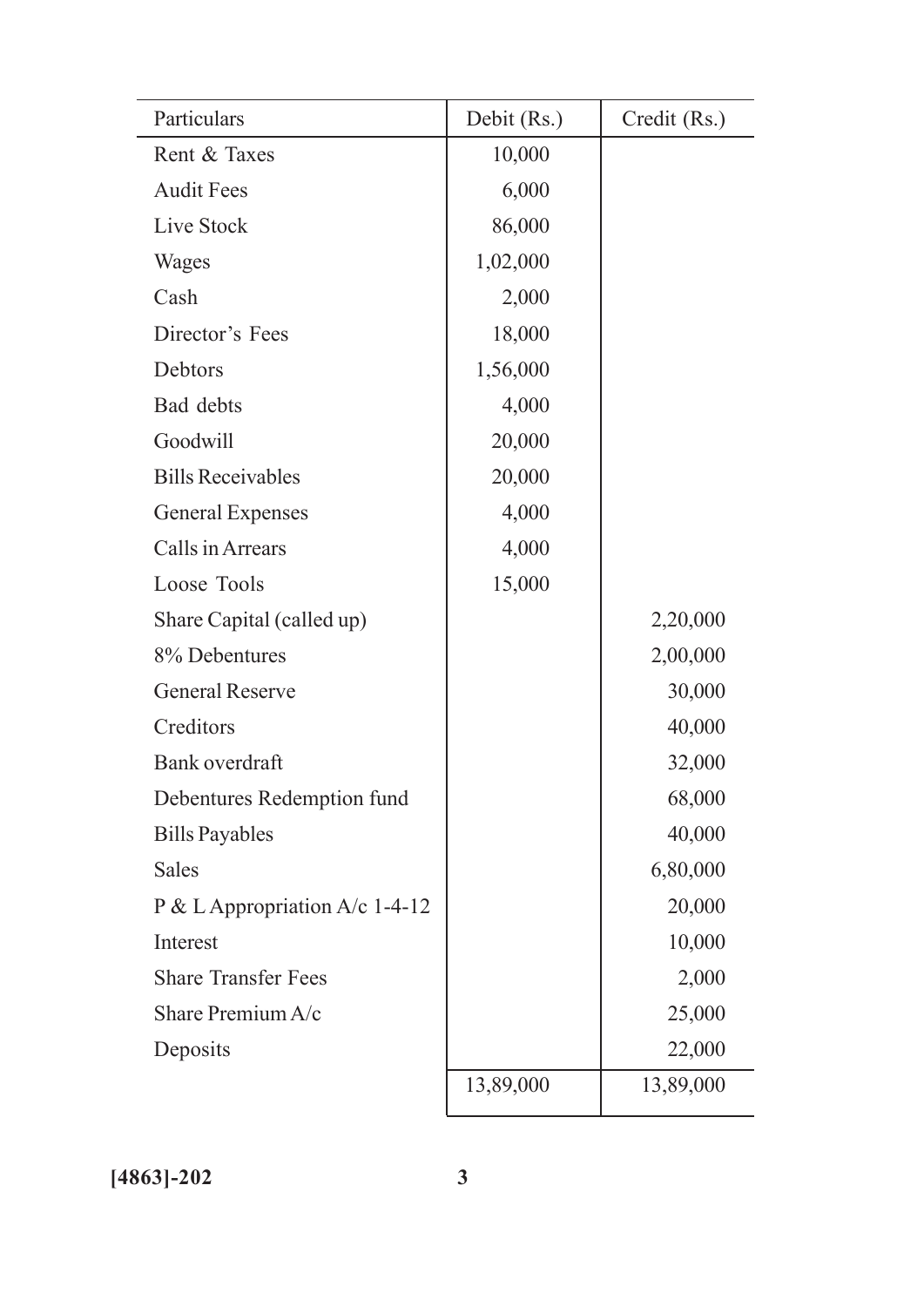| Particulars | Debit (Rs.) | Credit (Rs.) |
|---|---|---|
| Rent & Taxes | 10,000 | |
| Audit Fees | 6,000 | |
| Live Stock | 86,000 | |
| Wages | 1,02,000 | |
| Cash | 2,000 | |
| Director's Fees | 18,000 | |
| Debtors | 1,56,000 | |
| Bad debts | 4,000 | |
| Goodwill | 20,000 | |
| Bills Receivables | 20,000 | |
| General Expenses | 4,000 | |
| Calls in Arrears | 4,000 | |
| Loose Tools | 15,000 | |
| Share Capital (called up) | | 2,20,000 |
| 8% Debentures | | 2,00,000 |
| General Reserve | | 30,000 |
| Creditors | | 40,000 |
| Bank overdraft | | 32,000 |
| Debentures Redemption fund | | 68,000 |
| Bills Payables | | 40,000 |
| Sales | | 6,80,000 |
| P & L Appropriation A/c 1-4-12 | | 20,000 |
| Interest | | 10,000 |
| Share Transfer Fees | | 2,000 |
| Share Premium A/c | | 25,000 |
| Deposits | | 22,000 |
| | 13,89,000 | 13,89,000 |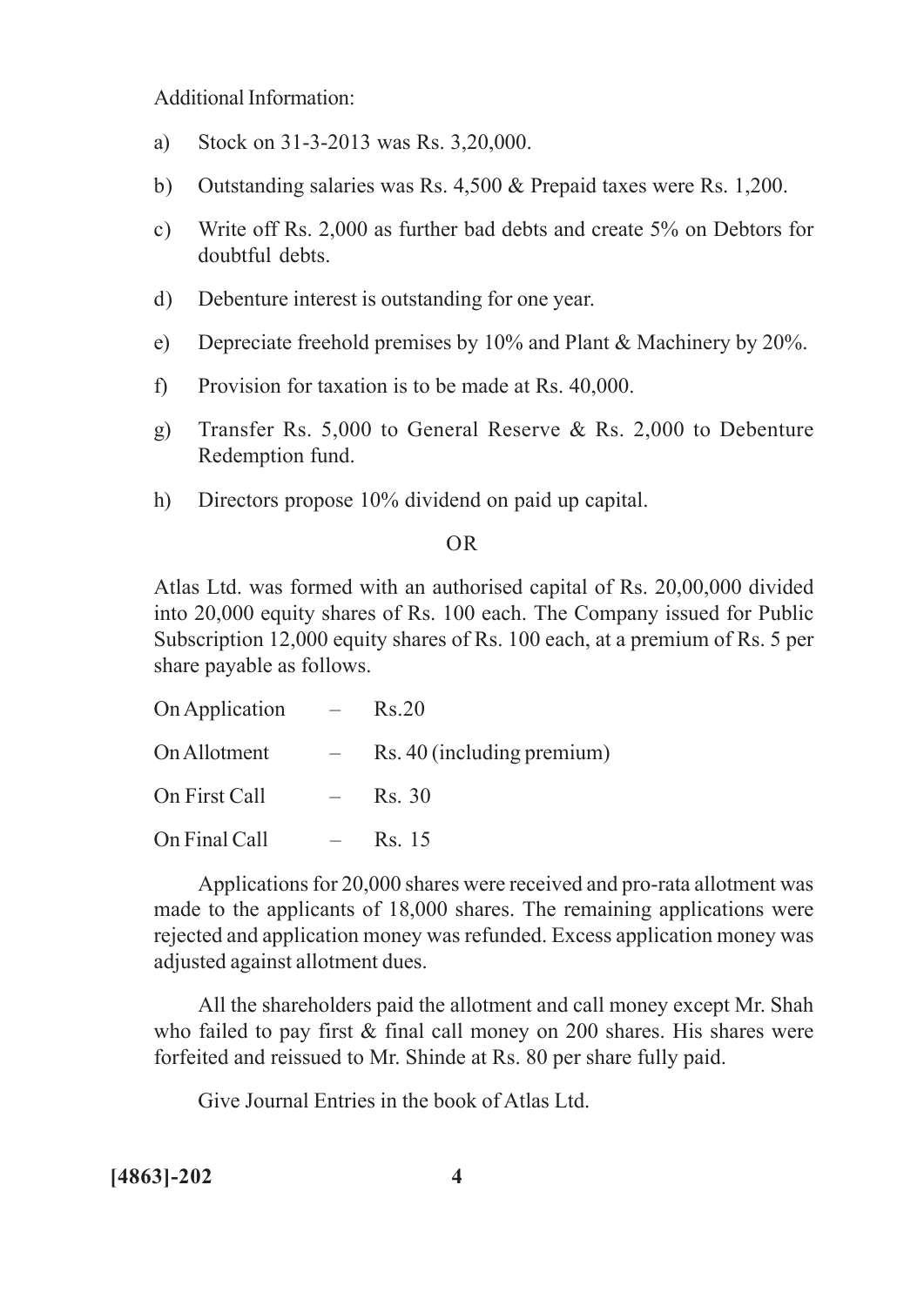Additional Information:

a) Stock on 31-3-2013 was Rs. 3,20,000.

b) Outstanding salaries was Rs. 4,500 & Prepaid taxes were Rs. 1,200.

c) Write off Rs. 2,000 as further bad debts and create 5% on Debtors for doubtful debts.

d) Debenture interest is outstanding for one year.

e) Depreciate freehold premises by 10% and Plant & Machinery by 20%.

f) Provision for taxation is to be made at Rs. 40,000.

g) Transfer Rs. 5,000 to General Reserve & Rs. 2,000 to Debenture Redemption fund.

h) Directors propose 10% dividend on paid up capital.

OR

Atlas Ltd. was formed with an authorised capital of Rs. 20,00,000 divided into 20,000 equity shares of Rs. 100 each. The Company issued for Public Subscription 12,000 equity shares of Rs. 100 each, at a premium of Rs. 5 per share payable as follows.

| | | |
|---|---|---|
| On Application | – | Rs.20 |
| On Allotment | – | Rs. 40 (including premium) |
| On First Call | – | Rs. 30 |
| On Final Call | – | Rs. 15 |

Applications for 20,000 shares were received and pro-rata allotment was made to the applicants of 18,000 shares. The remaining applications were rejected and application money was refunded. Excess application money was adjusted against allotment dues.

All the shareholders paid the allotment and call money except Mr. Shah who failed to pay first & final call money on 200 shares. His shares were forfeited and reissued to Mr. Shinde at Rs. 80 per share fully paid.

Give Journal Entries in the book of Atlas Ltd.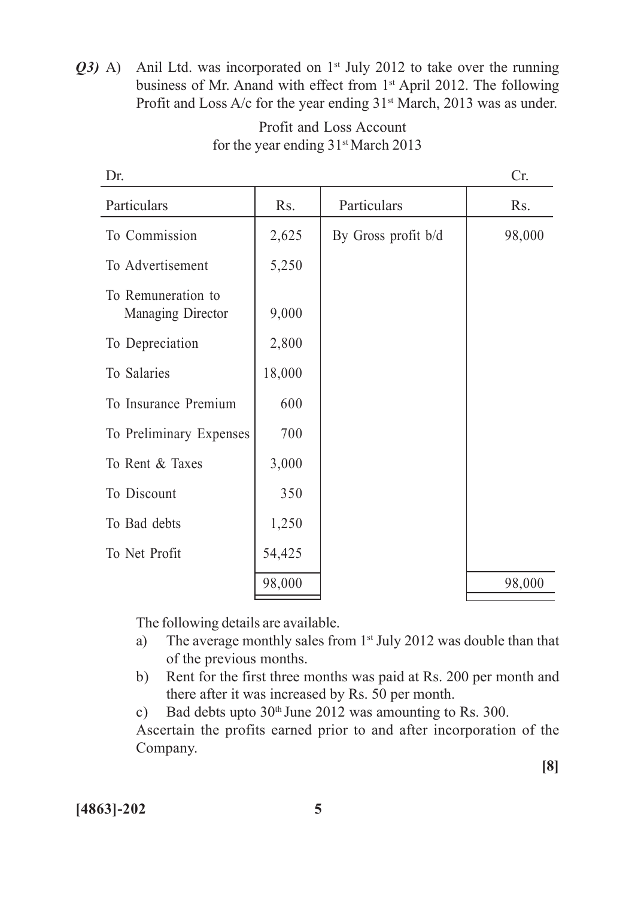*Q3)* A) Anil Ltd. was incorporated on 1st July 2012 to take over the running business of Mr. Anand with effect from 1st April 2012. The following Profit and Loss A/c for the year ending 31st March, 2013 was as under.

Profit and Loss Account
for the year ending 31st March 2013

Dr. Cr.

| Particulars | Rs. | Particulars | Rs. |
|---|---|---|---|
| To Commission | 2,625 | By Gross profit b/d | 98,000 |
| To Advertisement | 5,250 | | |
| To Remuneration to Managing Director | 9,000 | | |
| To Depreciation | 2,800 | | |
| To Salaries | 18,000 | | |
| To Insurance Premium | 600 | | |
| To Preliminary Expenses | 700 | | |
| To Rent & Taxes | 3,000 | | |
| To Discount | 350 | | |
| To Bad debts | 1,250 | | |
| To Net Profit | 54,425 | | |
| | 98,000 | | 98,000 |

The following details are available.

a) The average monthly sales from 1st July 2012 was double than that of the previous months.

b) Rent for the first three months was paid at Rs. 200 per month and there after it was increased by Rs. 50 per month.

c) Bad debts upto 30th June 2012 was amounting to Rs. 300.

Ascertain the profits earned prior to and after incorporation of the Company.

**[8]**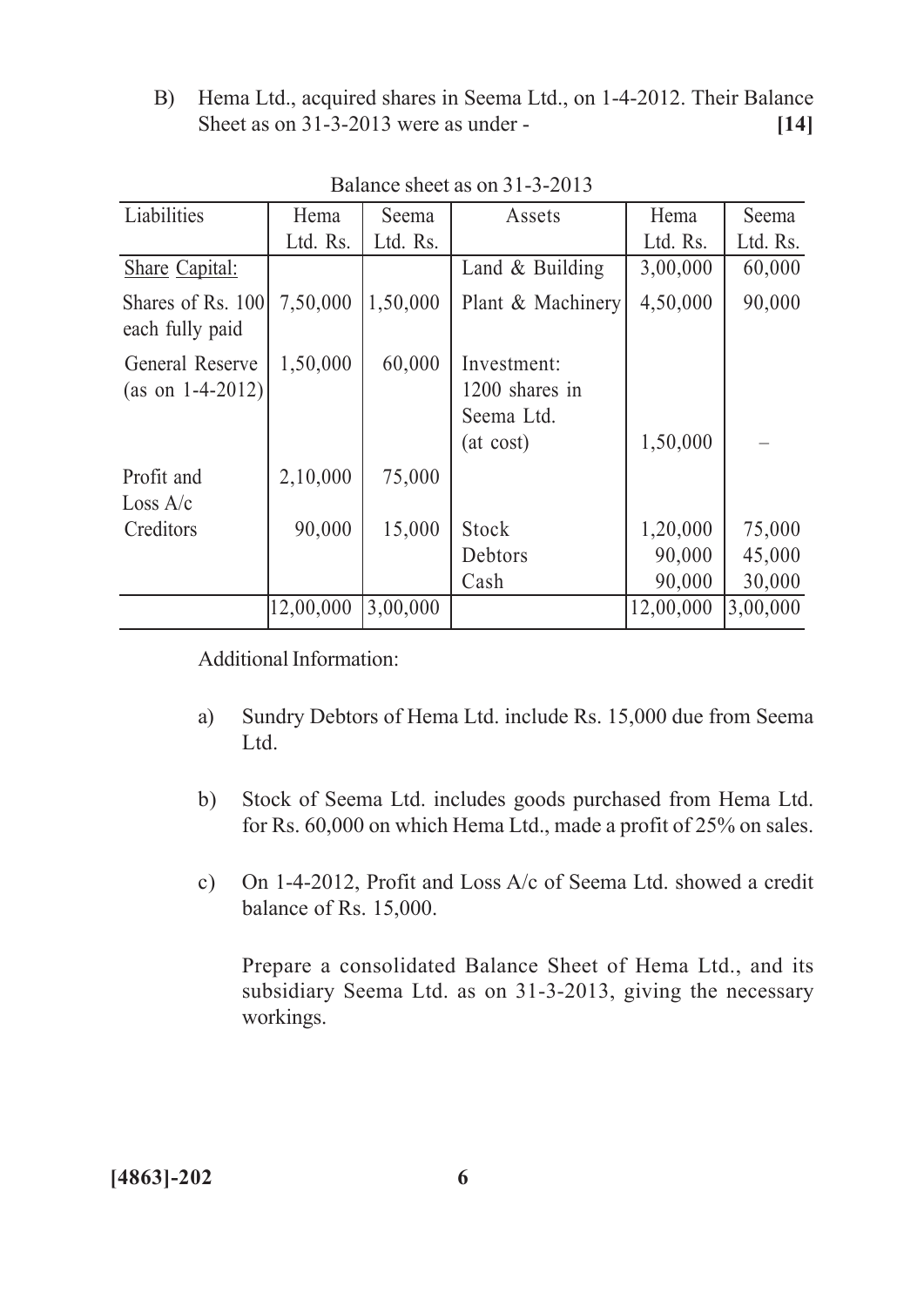B) Hema Ltd., acquired shares in Seema Ltd., on 1-4-2012. Their Balance Sheet as on 31-3-2013 were as under - **[14]**

Balance sheet as on 31-3-2013

| Liabilities | Hema Ltd. Rs. | Seema Ltd. Rs. | Assets | Hema Ltd. Rs. | Seema Ltd. Rs. |
|---|---|---|---|---|---|
| Share Capital: | | | Land & Building | 3,00,000 | 60,000 |
| Shares of Rs. 100 each fully paid | 7,50,000 | 1,50,000 | Plant & Machinery | 4,50,000 | 90,000 |
| General Reserve (as on 1-4-2012) | 1,50,000 | 60,000 | Investment: 1200 shares in Seema Ltd. (at cost) | 1,50,000 | – |
| Profit and Loss A/c | 2,10,000 | 75,000 | | | |
| Creditors | 90,000 | 15,000 | Stock | 1,20,000 | 75,000 |
| | | | Debtors | 90,000 | 45,000 |
| | | | Cash | 90,000 | 30,000 |
| | 12,00,000 | 3,00,000 | | 12,00,000 | 3,00,000 |

Additional Information:

a) Sundry Debtors of Hema Ltd. include Rs. 15,000 due from Seema Ltd.

b) Stock of Seema Ltd. includes goods purchased from Hema Ltd. for Rs. 60,000 on which Hema Ltd., made a profit of 25% on sales.

c) On 1-4-2012, Profit and Loss A/c of Seema Ltd. showed a credit balance of Rs. 15,000.

Prepare a consolidated Balance Sheet of Hema Ltd., and its subsidiary Seema Ltd. as on 31-3-2013, giving the necessary workings.

**[4863]-202**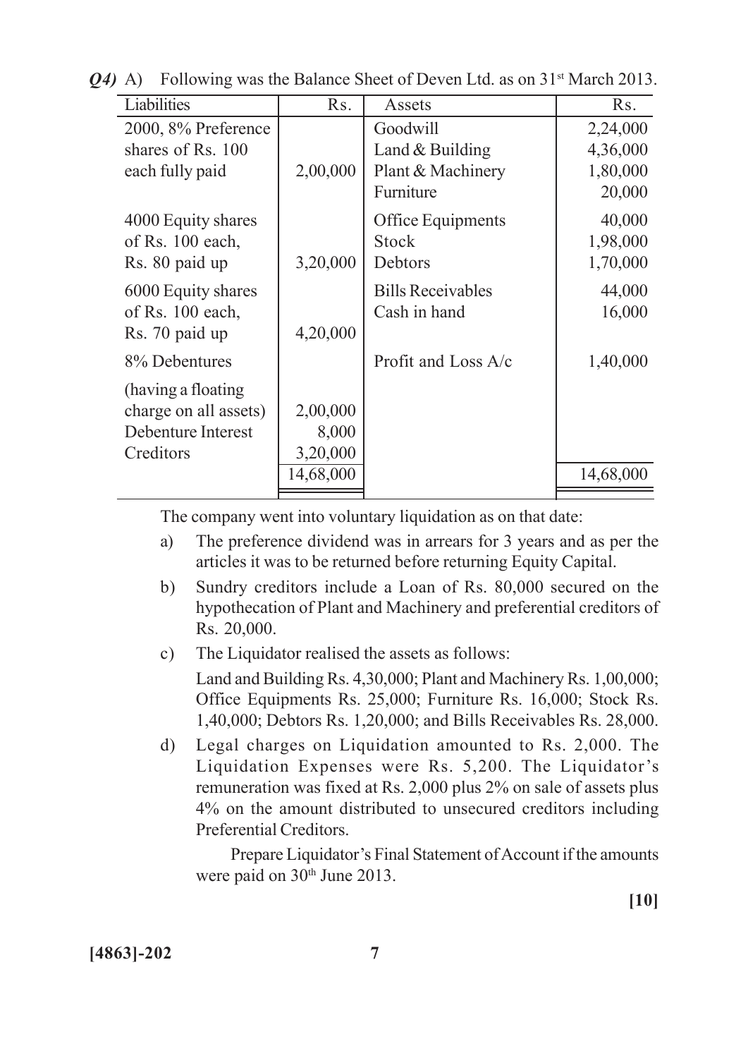*Q4)* A) Following was the Balance Sheet of Deven Ltd. as on 31st March 2013.

| Liabilities | Rs. | Assets | Rs. |
|---|---|---|---|
| 2000, 8% Preference shares of Rs. 100 each fully paid | 2,00,000 | Goodwill | 2,24,000 |
| | | Land & Building | 4,36,000 |
| | | Plant & Machinery | 1,80,000 |
| | | Furniture | 20,000 |
| 4000 Equity shares of Rs. 100 each, Rs. 80 paid up | 3,20,000 | Office Equipments | 40,000 |
| | | Stock | 1,98,000 |
| | | Debtors | 1,70,000 |
| 6000 Equity shares of Rs. 100 each, Rs. 70 paid up | 4,20,000 | Bills Receivables | 44,000 |
| | | Cash in hand | 16,000 |
| 8% Debentures (having a floating charge on all assets) | 2,00,000 | Profit and Loss A/c | 1,40,000 |
| Debenture Interest | 8,000 | | |
| Creditors | 3,20,000 | | |
| | 14,68,000 | | 14,68,000 |

The company went into voluntary liquidation as on that date:

a) The preference dividend was in arrears for 3 years and as per the articles it was to be returned before returning Equity Capital.

b) Sundry creditors include a Loan of Rs. 80,000 secured on the hypothecation of Plant and Machinery and preferential creditors of Rs. 20,000.

c) The Liquidator realised the assets as follows:

Land and Building Rs. 4,30,000; Plant and Machinery Rs. 1,00,000; Office Equipments Rs. 25,000; Furniture Rs. 16,000; Stock Rs. 1,40,000; Debtors Rs. 1,20,000; and Bills Receivables Rs. 28,000.

d) Legal charges on Liquidation amounted to Rs. 2,000. The Liquidation Expenses were Rs. 5,200. The Liquidator's remuneration was fixed at Rs. 2,000 plus 2% on sale of assets plus 4% on the amount distributed to unsecured creditors including Preferential Creditors.

Prepare Liquidator's Final Statement of Account if the amounts were paid on 30th June 2013.

**[10]**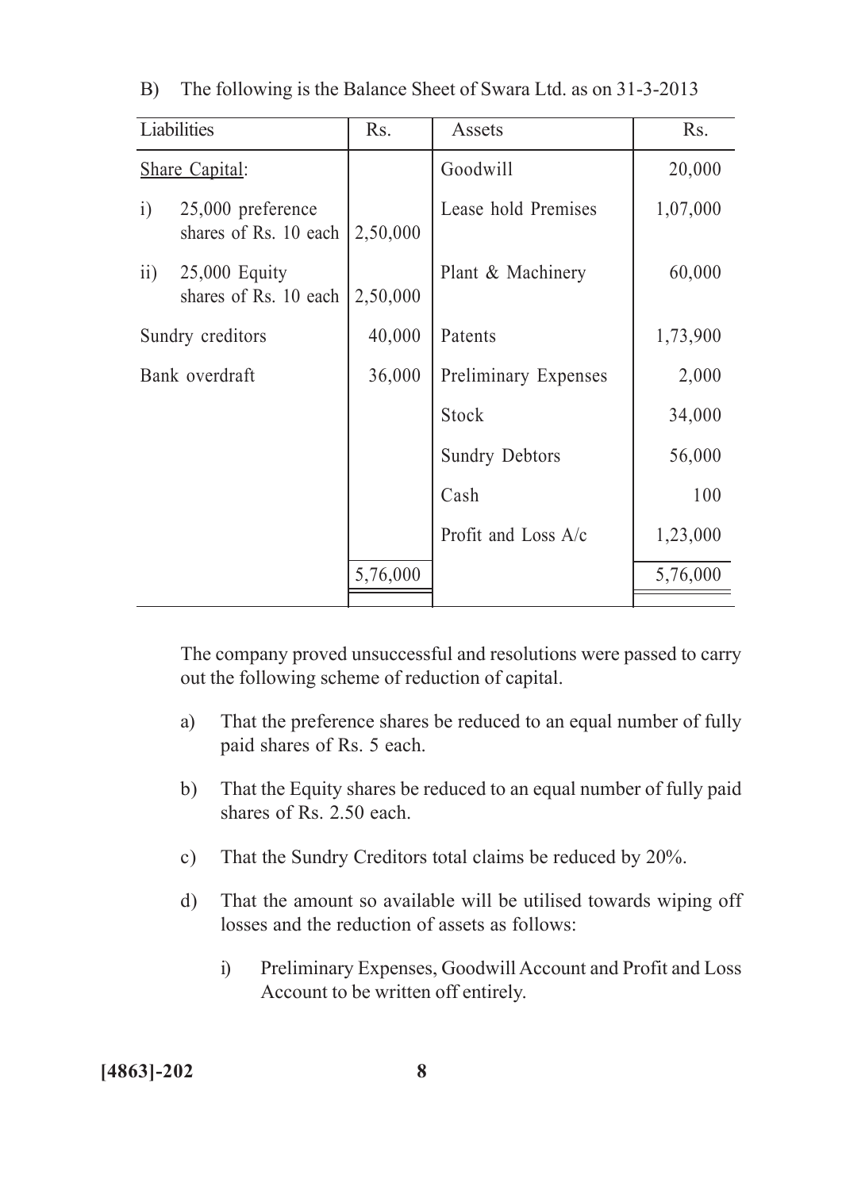B) The following is the Balance Sheet of Swara Ltd. as on 31-3-2013

| Liabilities | Rs. | Assets | Rs. |
|---|---|---|---|
| Share Capital: | | Goodwill | 20,000 |
| i) 25,000 preference shares of Rs. 10 each | 2,50,000 | Lease hold Premises | 1,07,000 |
| ii) 25,000 Equity shares of Rs. 10 each | 2,50,000 | Plant & Machinery | 60,000 |
| Sundry creditors | 40,000 | Patents | 1,73,900 |
| Bank overdraft | 36,000 | Preliminary Expenses | 2,000 |
| | | Stock | 34,000 |
| | | Sundry Debtors | 56,000 |
| | | Cash | 100 |
| | | Profit and Loss A/c | 1,23,000 |
| | 5,76,000 | | 5,76,000 |

The company proved unsuccessful and resolutions were passed to carry out the following scheme of reduction of capital.

a) That the preference shares be reduced to an equal number of fully paid shares of Rs. 5 each.

b) That the Equity shares be reduced to an equal number of fully paid shares of Rs. 2.50 each.

c) That the Sundry Creditors total claims be reduced by 20%.

d) That the amount so available will be utilised towards wiping off losses and the reduction of assets as follows:

   i) Preliminary Expenses, Goodwill Account and Profit and Loss Account to be written off entirely.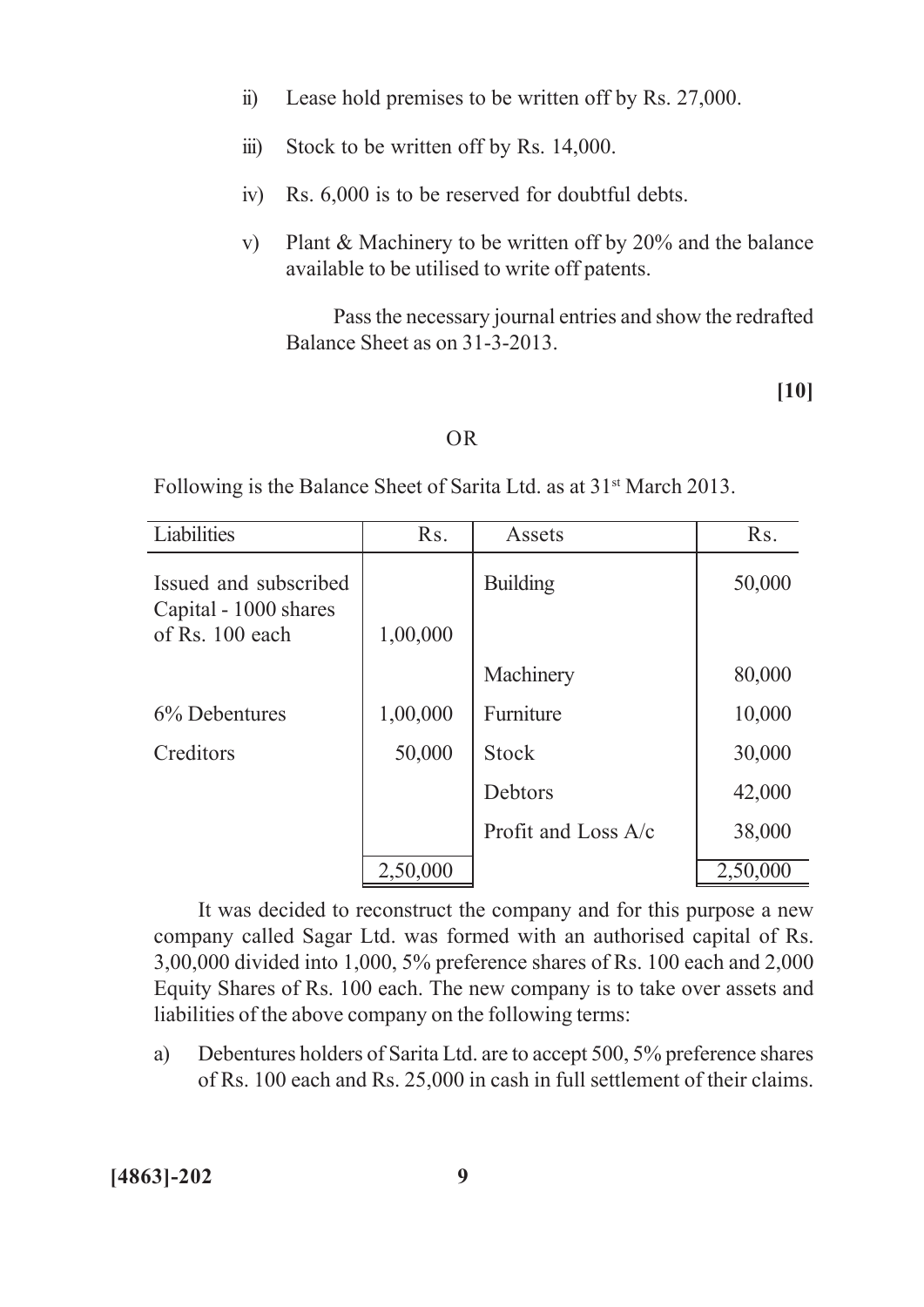ii) Lease hold premises to be written off by Rs. 27,000.

iii) Stock to be written off by Rs. 14,000.

iv) Rs. 6,000 is to be reserved for doubtful debts.

v) Plant & Machinery to be written off by 20% and the balance available to be utilised to write off patents.

Pass the necessary journal entries and show the redrafted Balance Sheet as on 31-3-2013.

**[10]**

OR

Following is the Balance Sheet of Sarita Ltd. as at 31st March 2013.

| Liabilities | Rs. | Assets | Rs. |
|---|---|---|---|
| Issued and subscribed Capital - 1000 shares of Rs. 100 each | 1,00,000 | Building | 50,000 |
| | | Machinery | 80,000 |
| 6% Debentures | 1,00,000 | Furniture | 10,000 |
| Creditors | 50,000 | Stock | 30,000 |
| | | Debtors | 42,000 |
| | | Profit and Loss A/c | 38,000 |
| | 2,50,000 | | 2,50,000 |

It was decided to reconstruct the company and for this purpose a new company called Sagar Ltd. was formed with an authorised capital of Rs. 3,00,000 divided into 1,000, 5% preference shares of Rs. 100 each and 2,000 Equity Shares of Rs. 100 each. The new company is to take over assets and liabilities of the above company on the following terms:

a) Debentures holders of Sarita Ltd. are to accept 500, 5% preference shares of Rs. 100 each and Rs. 25,000 in cash in full settlement of their claims.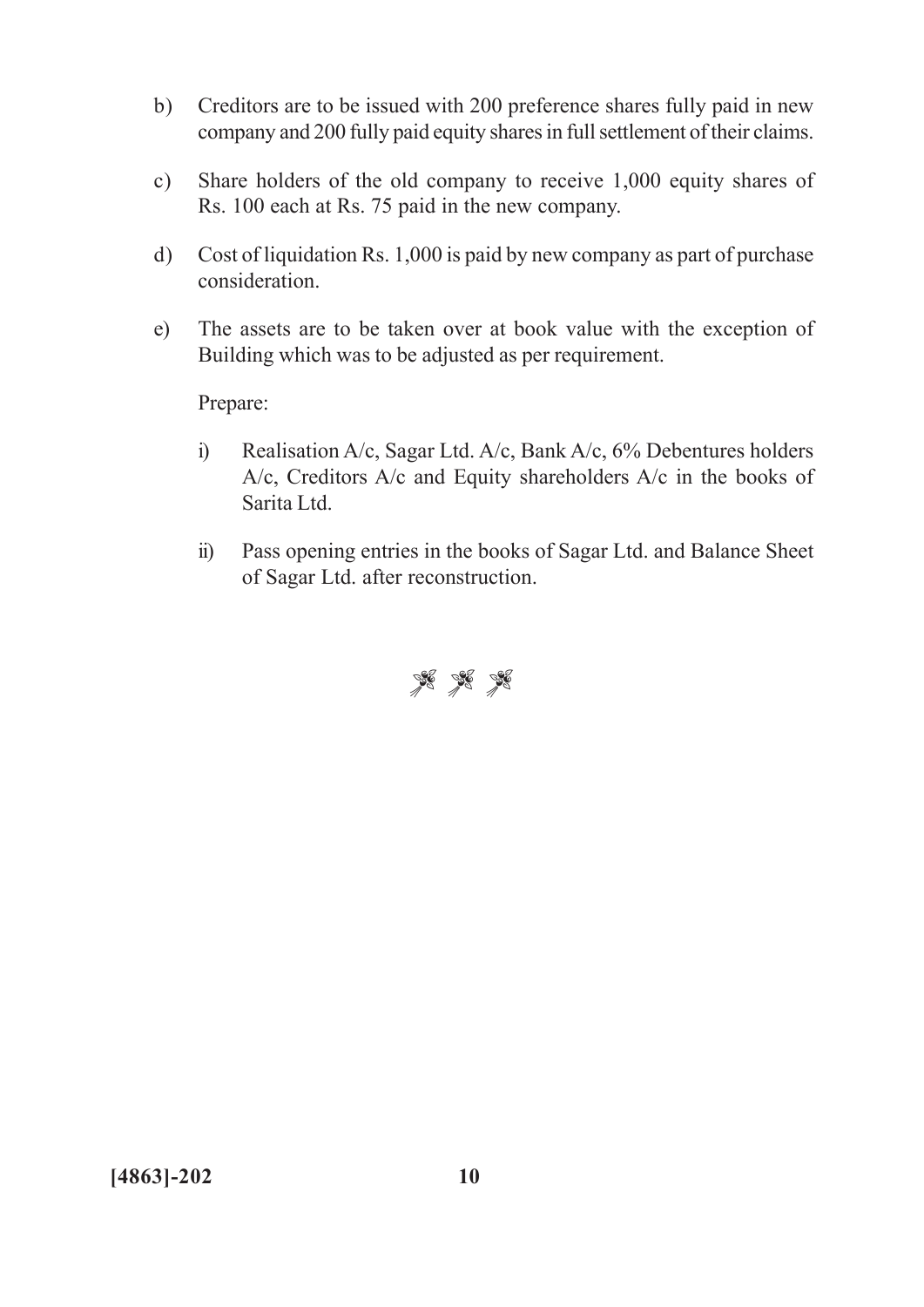b) Creditors are to be issued with 200 preference shares fully paid in new company and 200 fully paid equity shares in full settlement of their claims.

c) Share holders of the old company to receive 1,000 equity shares of Rs. 100 each at Rs. 75 paid in the new company.

d) Cost of liquidation Rs. 1,000 is paid by new company as part of purchase consideration.

e) The assets are to be taken over at book value with the exception of Building which was to be adjusted as per requirement.

Prepare:

i) Realisation A/c, Sagar Ltd. A/c, Bank A/c, 6% Debentures holders A/c, Creditors A/c and Equity shareholders A/c in the books of Sarita Ltd.

ii) Pass opening entries in the books of Sagar Ltd. and Balance Sheet of Sagar Ltd. after reconstruction.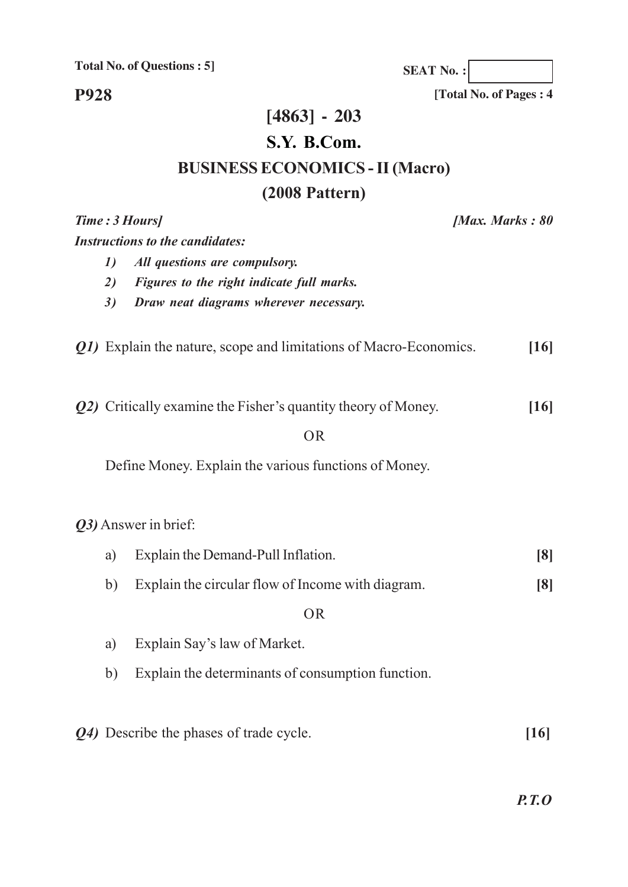**Total No. of Questions : 5]**

**SEAT No. :**

**P928**

**[Total No. of Pages : 4**

# [4863] - 203

## S.Y. B.Com.

## BUSINESS ECONOMICS - II (Macro)

## (2008 Pattern)

***Time : 3 Hours]*** ***[Max. Marks : 80***

***Instructions to the candidates:***

1) ***All questions are compulsory.***
2) ***Figures to the right indicate full marks.***
3) ***Draw neat diagrams wherever necessary.***

***Q1)*** Explain the nature, scope and limitations of Macro-Economics. **[16]**

***Q2)*** Critically examine the Fisher's quantity theory of Money. **[16]**

OR

Define Money. Explain the various functions of Money.

***Q3)*** Answer in brief:

a) Explain the Demand-Pull Inflation. **[8]**

b) Explain the circular flow of Income with diagram. **[8]**

OR

a) Explain Say's law of Market.

b) Explain the determinants of consumption function.

***Q4)*** Describe the phases of trade cycle. **[16]**

***P.T.O***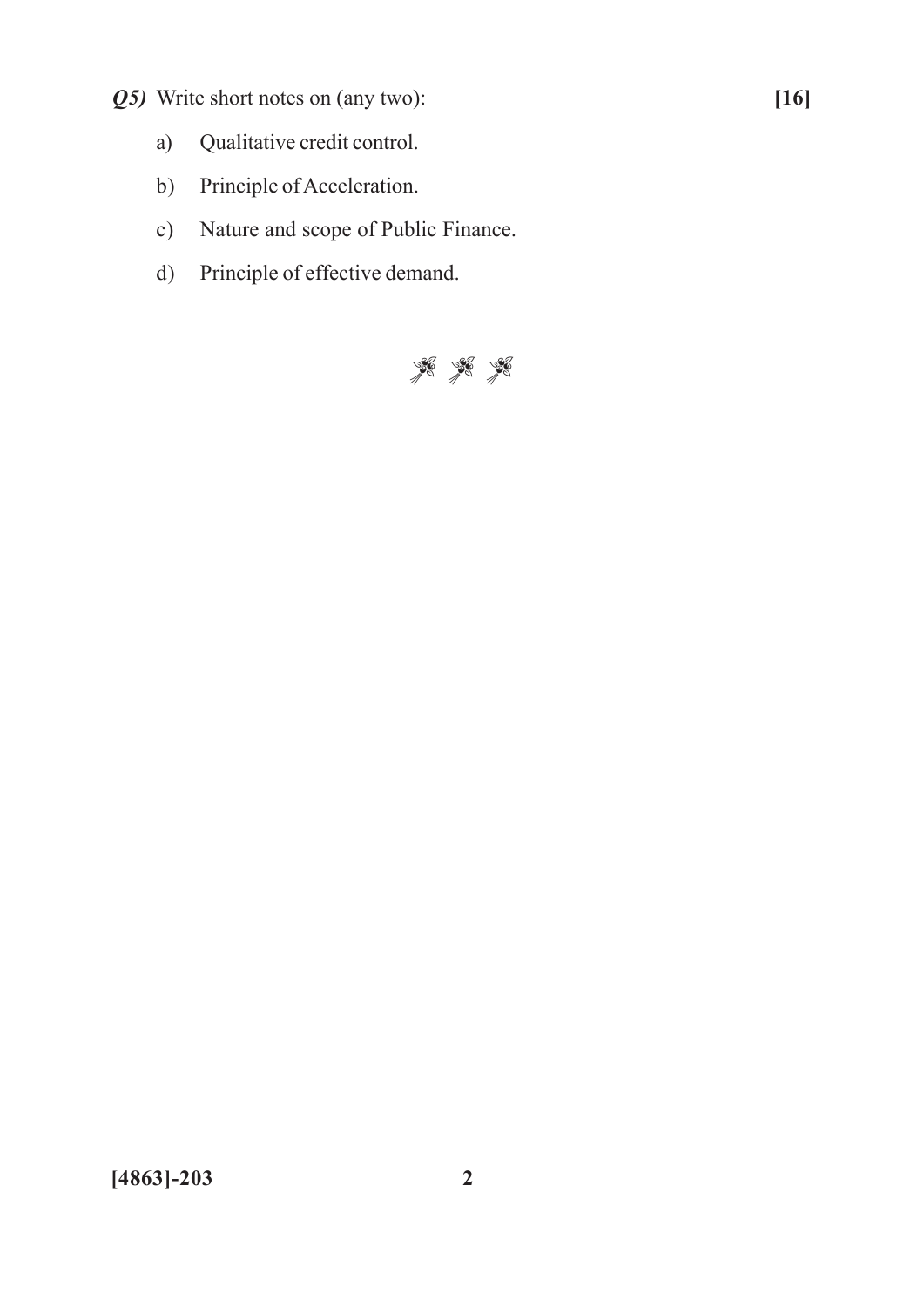***Q5)*** Write short notes on (any two): **[16]**

a) Qualitative credit control.

b) Principle of Acceleration.

c) Nature and scope of Public Finance.

d) Principle of effective demand.

❀ ❀ ❀

**[4863]-203**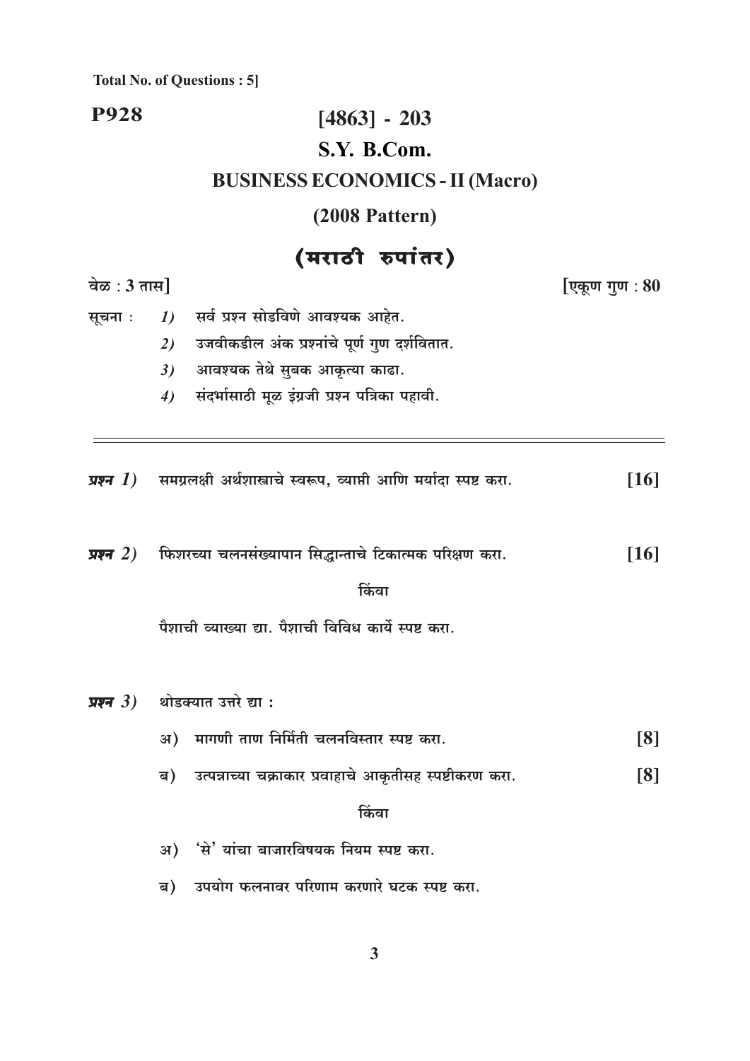Total No. of Questions : 5]

**P928**

# [4863] - 203

## S.Y. B.Com.

## BUSINESS ECONOMICS - II (Macro)

## (2008 Pattern)

## (मराठी रुपांतर)

वेळ : 3 तास] [एकूण गुण : 80

सूचना :
1) सर्व प्रश्न सोडविणे आवश्यक आहेत.
2) उजवीकडील अंक प्रश्नांचे पूर्ण गुण दर्शवितात.
3) आवश्यक तेथे सुबक आकृत्या काढा.
4) संदर्भासाठी मूळ इंग्रजी प्रश्न पत्रिका पहावी.

---

***प्रश्न 1)*** समग्रलक्षी अर्थशास्त्राचे स्वरूप, व्याप्ती आणि मर्यादा स्पष्ट करा. **[16]**

***प्रश्न 2)*** फिशरच्या चलनसंख्यापान सिद्धान्ताचे टिकात्मक परिक्षण करा. **[16]**

किंवा

पैशाची व्याख्या द्या. पैशाची विविध कार्ये स्पष्ट करा.

***प्रश्न 3)*** थोडक्यात उत्तरे द्या :

अ) मागणी ताण निर्मिती चलनविस्तार स्पष्ट करा. **[8]**

ब) उत्पन्नाच्या चक्राकार प्रवाहाचे आकृतीसह स्पष्टीकरण करा. **[8]**

किंवा

अ) 'से' यांचा बाजारविषयक नियम स्पष्ट करा.

ब) उपयोग फलनावर परिणाम करणारे घटक स्पष्ट करा.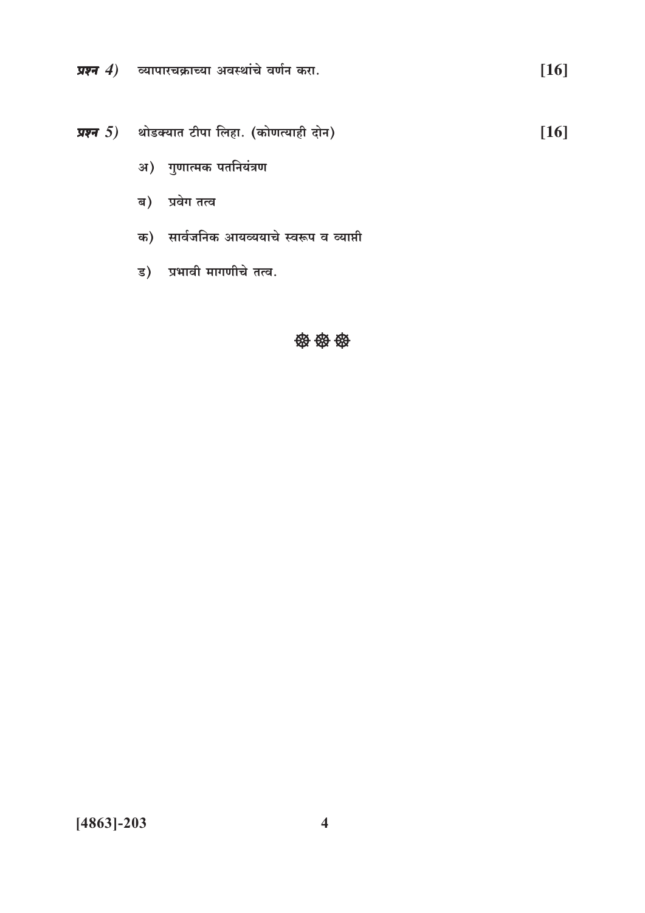***प्रश्न 4)*** व्यापारचक्राच्या अवस्थांचे वर्णन करा. **[16]**

***प्रश्न 5)*** थोडक्यात टीपा लिहा. (कोणत्याही दोन) **[16]**

अ) गुणात्मक पतनियंत्रण

ब) प्रवेग तत्व

क) सार्वजनिक आयव्ययाचे स्वरूप व व्याप्ती

ड) प्रभावी मागणीचे तत्व.

☸☸☸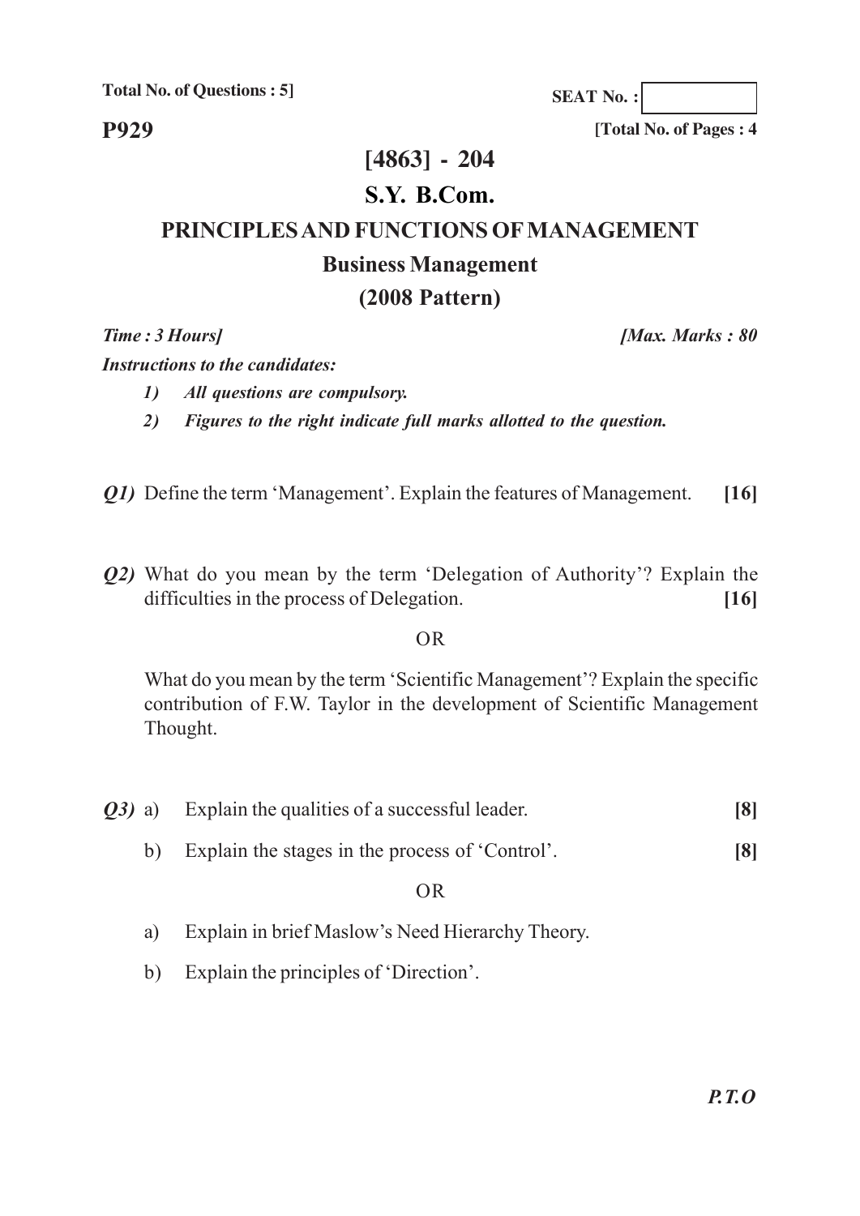Total No. of Questions : 5]

SEAT No. :

**P929**

[Total No. of Pages : 4

# [4863] - 204

## S.Y. B.Com.

## PRINCIPLES AND FUNCTIONS OF MANAGEMENT

### Business Management

### (2008 Pattern)

*Time : 3 Hours]* *[Max. Marks : 80*

*Instructions to the candidates:*

1) *All questions are compulsory.*
2) *Figures to the right indicate full marks allotted to the question.*

***Q1)*** Define the term 'Management'. Explain the features of Management. **[16]**

***Q2)*** What do you mean by the term 'Delegation of Authority'? Explain the difficulties in the process of Delegation. **[16]**

OR

What do you mean by the term 'Scientific Management'? Explain the specific contribution of F.W. Taylor in the development of Scientific Management Thought.

***Q3)*** a) Explain the qualities of a successful leader. **[8]**

b) Explain the stages in the process of 'Control'. **[8]**

OR

a) Explain in brief Maslow's Need Hierarchy Theory.

b) Explain the principles of 'Direction'.

***P.T.O***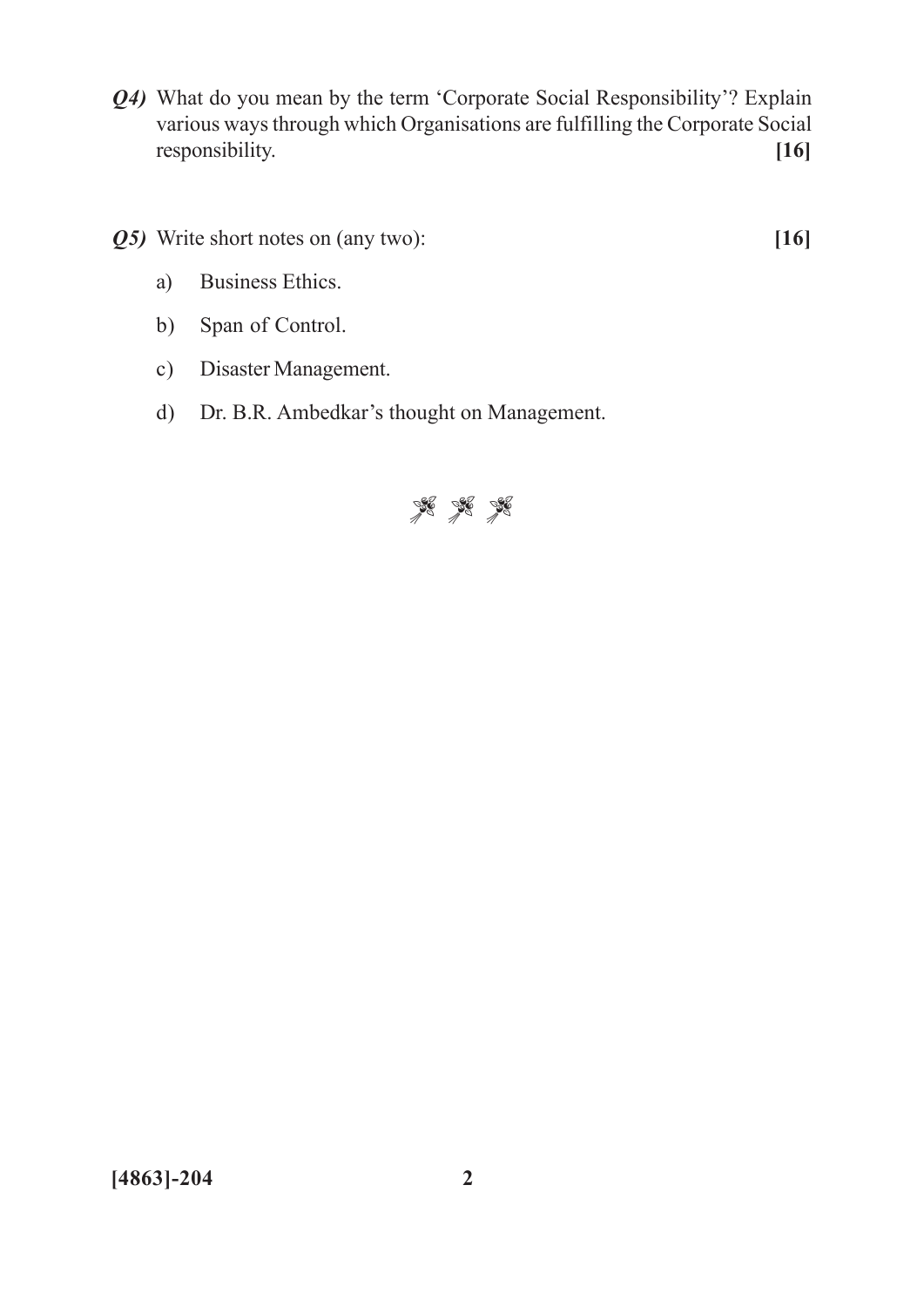***Q4)*** What do you mean by the term 'Corporate Social Responsibility'? Explain various ways through which Organisations are fulfilling the Corporate Social responsibility. **[16]**

***Q5)*** Write short notes on (any two): **[16]**

a) Business Ethics.

b) Span of Control.

c) Disaster Management.

d) Dr. B.R. Ambedkar's thought on Management.

❀ ❀ ❀

**[4863]-204**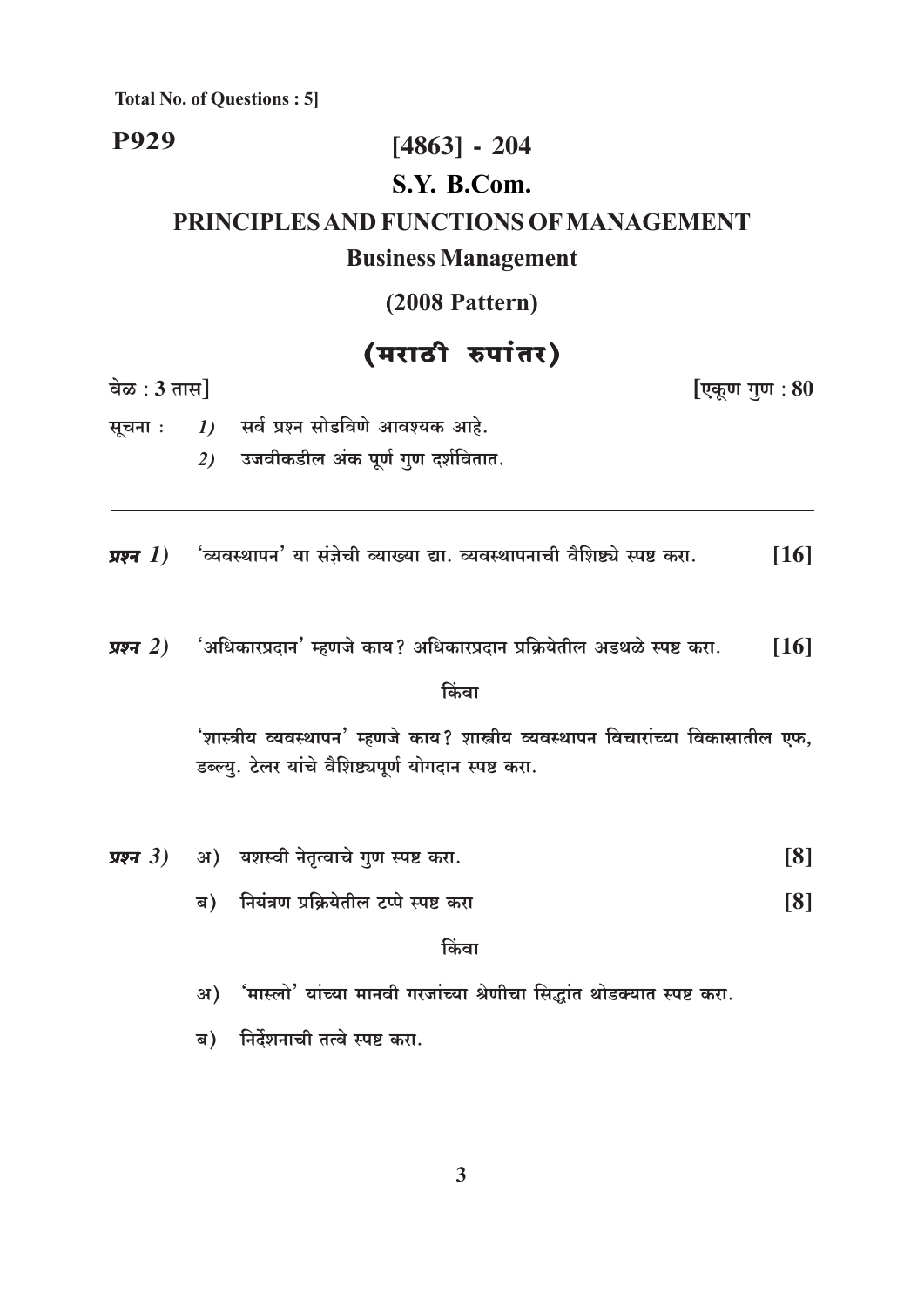**Total No. of Questions : 5]**

**P929**

# [4863] - 204

## S.Y. B.Com.

## PRINCIPLES AND FUNCTIONS OF MANAGEMENT

### Business Management

### (2008 Pattern)

### (मराठी रुपांतर)

वेळ : 3 तास] [एकूण गुण : 80

सूचना : *1)* सर्व प्रश्न सोडविणे आवश्यक आहे.

*2)* उजवीकडील अंक पूर्ण गुण दर्शवितात.

---

***प्रश्न 1)*** 'व्यवस्थापन' या संज्ञेची व्याख्या द्या. व्यवस्थापनाची वैशिष्ट्ये स्पष्ट करा. **[16]**

***प्रश्न 2)*** 'अधिकारप्रदान' म्हणजे काय? अधिकारप्रदान प्रक्रियेतील अडथळे स्पष्ट करा. **[16]**

किंवा

'शास्त्रीय व्यवस्थापन' म्हणजे काय? शास्त्रीय व्यवस्थापन विचारांच्या विकासातील एफ, डब्ल्यु. टेलर यांचे वैशिष्ट्यपूर्ण योगदान स्पष्ट करा.

***प्रश्न 3)*** अ) यशस्वी नेतृत्वाचे गुण स्पष्ट करा. **[8]**

ब) नियंत्रण प्रक्रियेतील टप्पे स्पष्ट करा **[8]**

किंवा

अ) 'मास्लो' यांच्या मानवी गरजांच्या श्रेणीचा सिद्धांत थोडक्यात स्पष्ट करा.

ब) निर्देशनाची तत्वे स्पष्ट करा.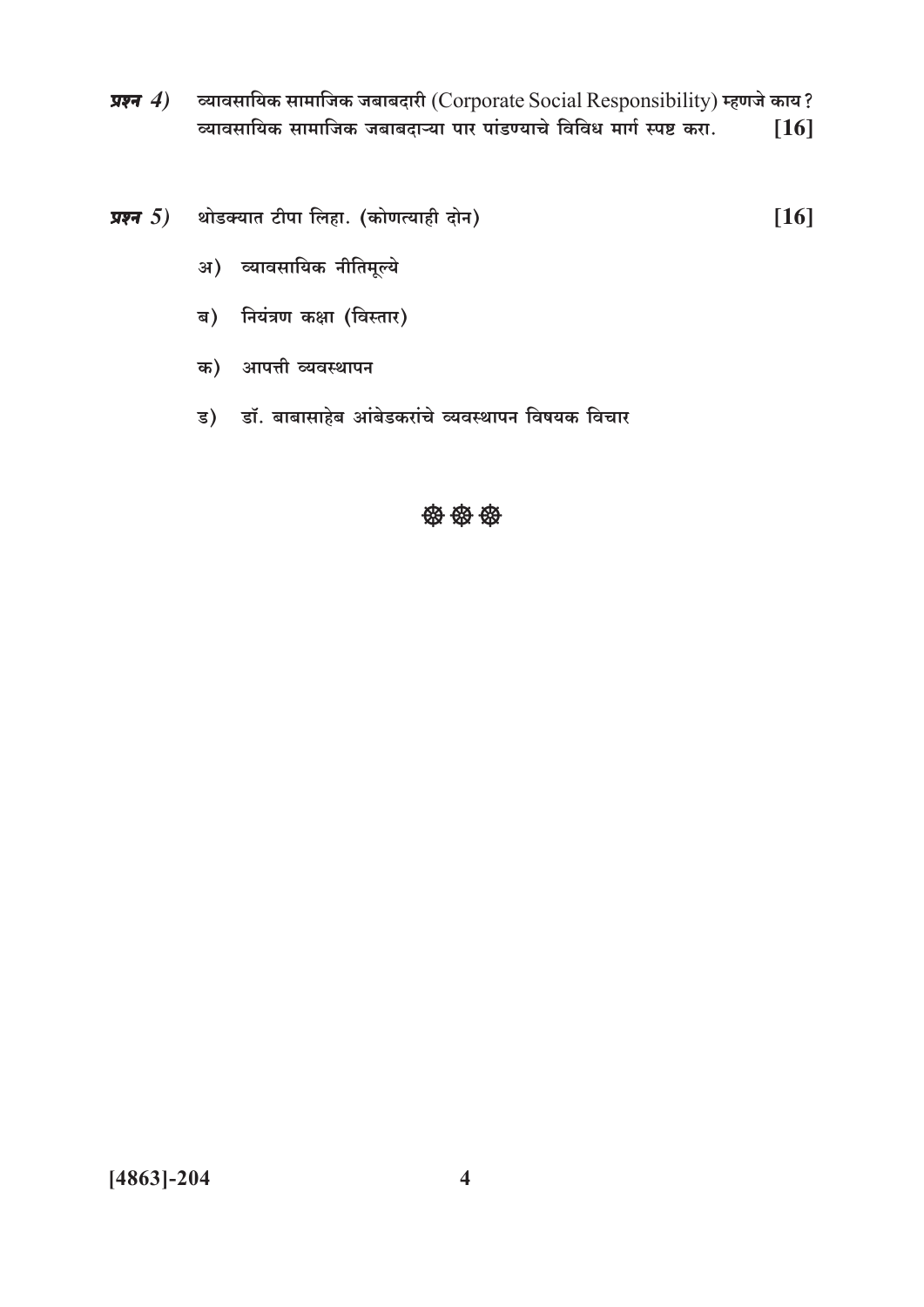**प्रश्न 4)** व्यावसायिक सामाजिक जबाबदारी (Corporate Social Responsibility) म्हणजे काय? व्यावसायिक सामाजिक जबाबदाऱ्या पार पांडण्याचे विविध मार्ग स्पष्ट करा. **[16]**

**प्रश्न 5)** थोडक्यात टीपा लिहा. (कोणत्याही दोन) **[16]**

अ) व्यावसायिक नीतिमूल्ये

ब) नियंत्रण कक्षा (विस्तार)

क) आपत्ती व्यवस्थापन

ड) डॉ. बाबासाहेब आंबेडकरांचे व्यवस्थापन विषयक विचार

☸ ☸ ☸

[4863]-204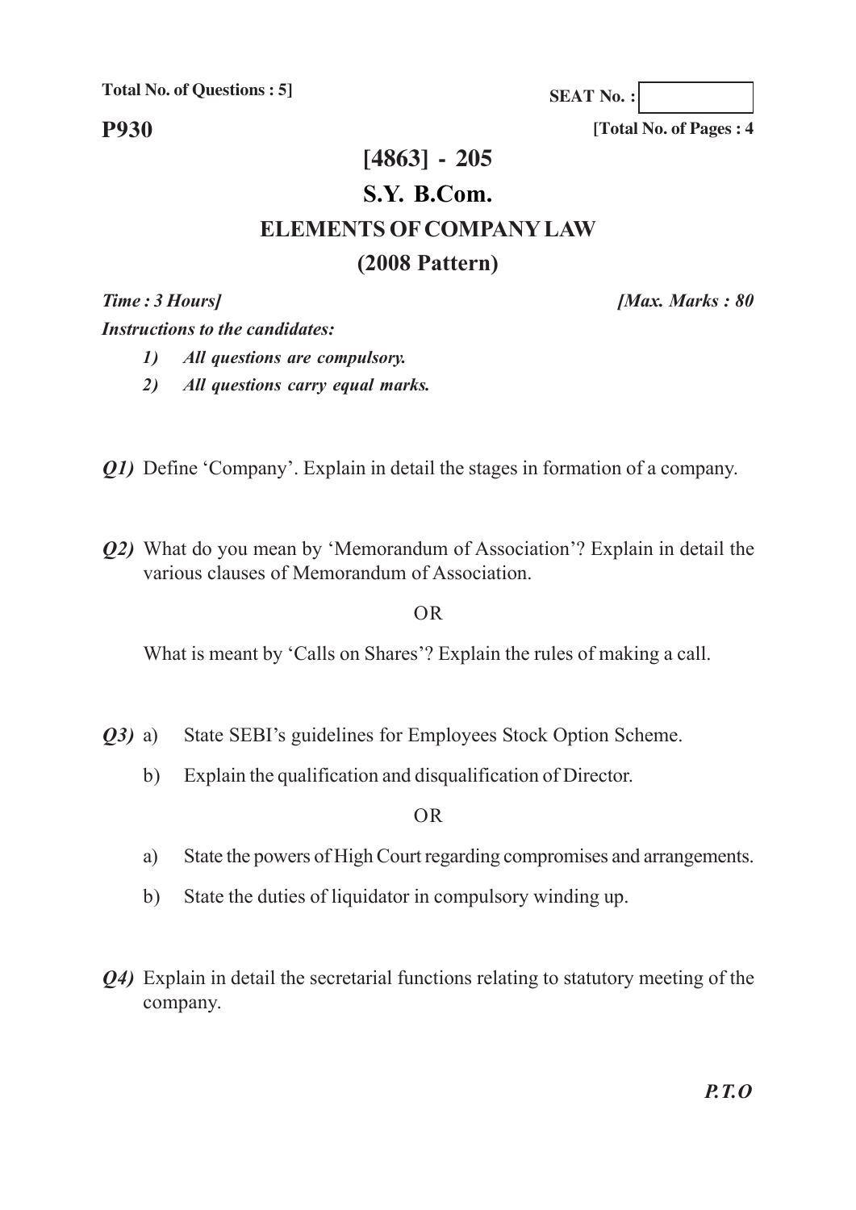**Total No. of Questions : 5]**

**SEAT No. :**

**P930**

**[Total No. of Pages : 4**

# [4863] - 205

# S.Y. B.Com.

## ELEMENTS OF COMPANY LAW

## (2008 Pattern)

***Time : 3 Hours]*** ***[Max. Marks : 80***

***Instructions to the candidates:***

1) *All questions are compulsory.*
2) *All questions carry equal marks.*

***Q1)*** Define 'Company'. Explain in detail the stages in formation of a company.

***Q2)*** What do you mean by 'Memorandum of Association'? Explain in detail the various clauses of Memorandum of Association.

OR

What is meant by 'Calls on Shares'? Explain the rules of making a call.

***Q3)*** a) State SEBI's guidelines for Employees Stock Option Scheme.

b) Explain the qualification and disqualification of Director.

OR

a) State the powers of High Court regarding compromises and arrangements.

b) State the duties of liquidator in compulsory winding up.

***Q4)*** Explain in detail the secretarial functions relating to statutory meeting of the company.

***P.T.O***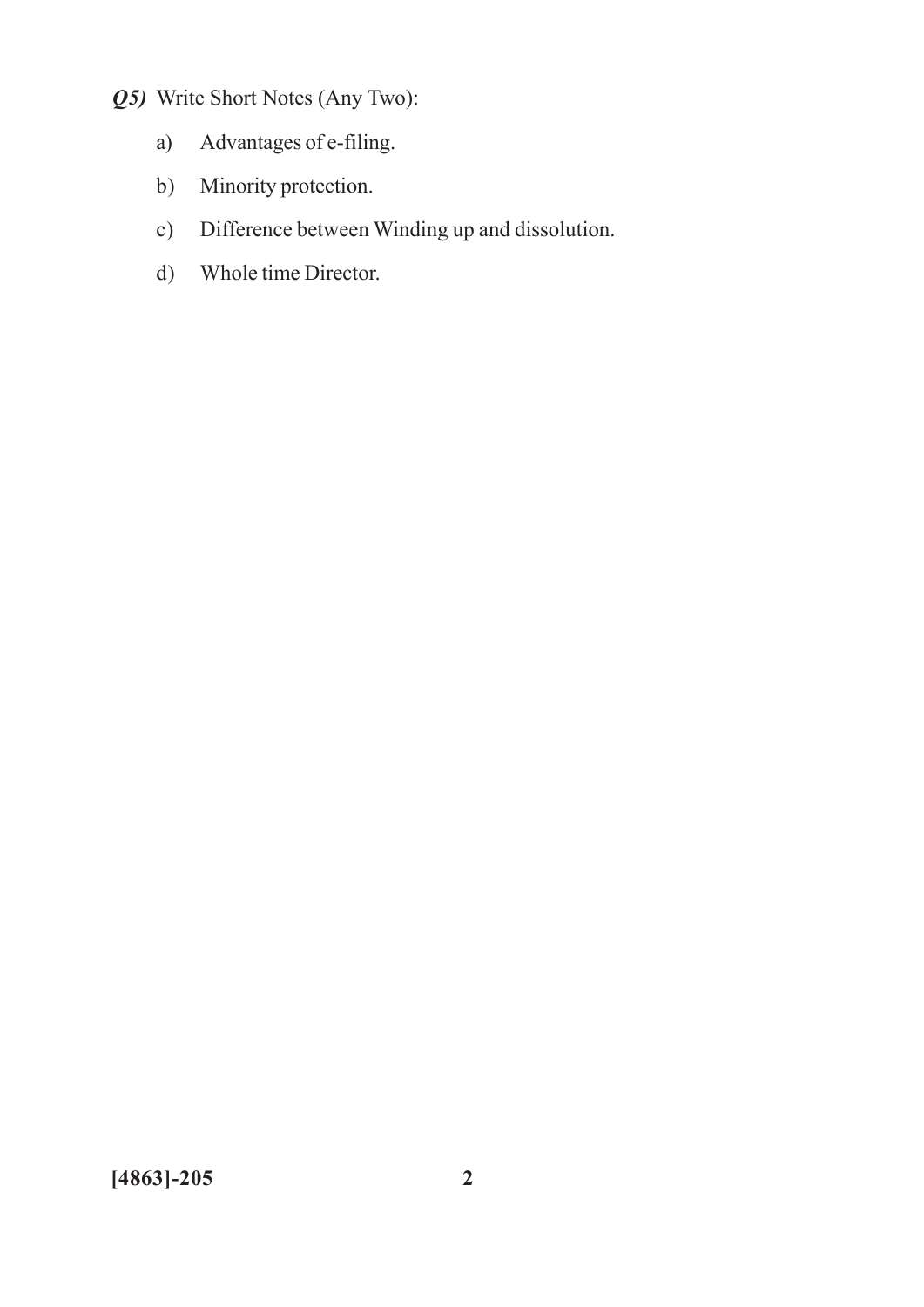***Q5)*** Write Short Notes (Any Two):

a) Advantages of e-filing.

b) Minority protection.

c) Difference between Winding up and dissolution.

d) Whole time Director.

**[4863]-205**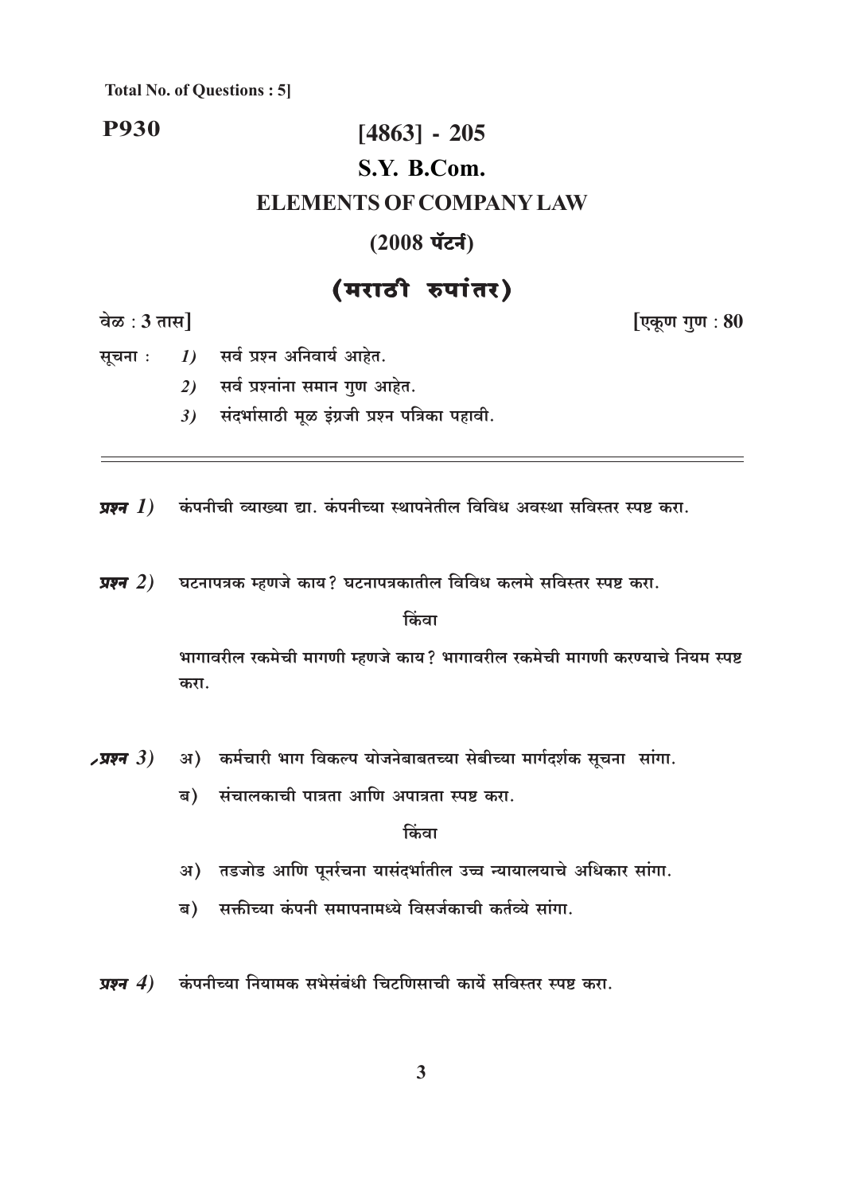**Total No. of Questions : 5]**

**P930**

# [4863] - 205

## S.Y. B.Com.

## ELEMENTS OF COMPANY LAW

### (2008 पॅटर्न)

### (मराठी रुपांतर)

वेळ : 3 तास] [एकूण गुण : 80

सूचना :
1) सर्व प्रश्न अनिवार्य आहेत.
2) सर्व प्रश्नांना समान गुण आहेत.
3) संदर्भासाठी मूळ इंग्रजी प्रश्न पत्रिका पहावी.

---

***प्रश्न 1)*** कंपनीची व्याख्या द्या. कंपनीच्या स्थापनेतील विविध अवस्था सविस्तर स्पष्ट करा.

***प्रश्न 2)*** घटनापत्रक म्हणजे काय? घटनापत्रकातील विविध कलमे सविस्तर स्पष्ट करा.

किंवा

भागावरील रकमेची मागणी म्हणजे काय? भागावरील रकमेची मागणी करण्याचे नियम स्पष्ट करा.

***प्रश्न 3)***
अ) कर्मचारी भाग विकल्प योजनेबाबतच्या सेबीच्या मार्गदर्शक सूचना सांगा.

ब) संचालकाची पात्रता आणि अपात्रता स्पष्ट करा.

किंवा

अ) तडजोड आणि पूर्नरचना यासंदर्भातील उच्च न्यायालयाचे अधिकार सांगा.

ब) सक्तीच्या कंपनी समापनामध्ये विसर्जकाची कर्तव्ये सांगा.

***प्रश्न 4)*** कंपनीच्या नियामक सभेसंबंधी चिटणिसाची कार्ये सविस्तर स्पष्ट करा.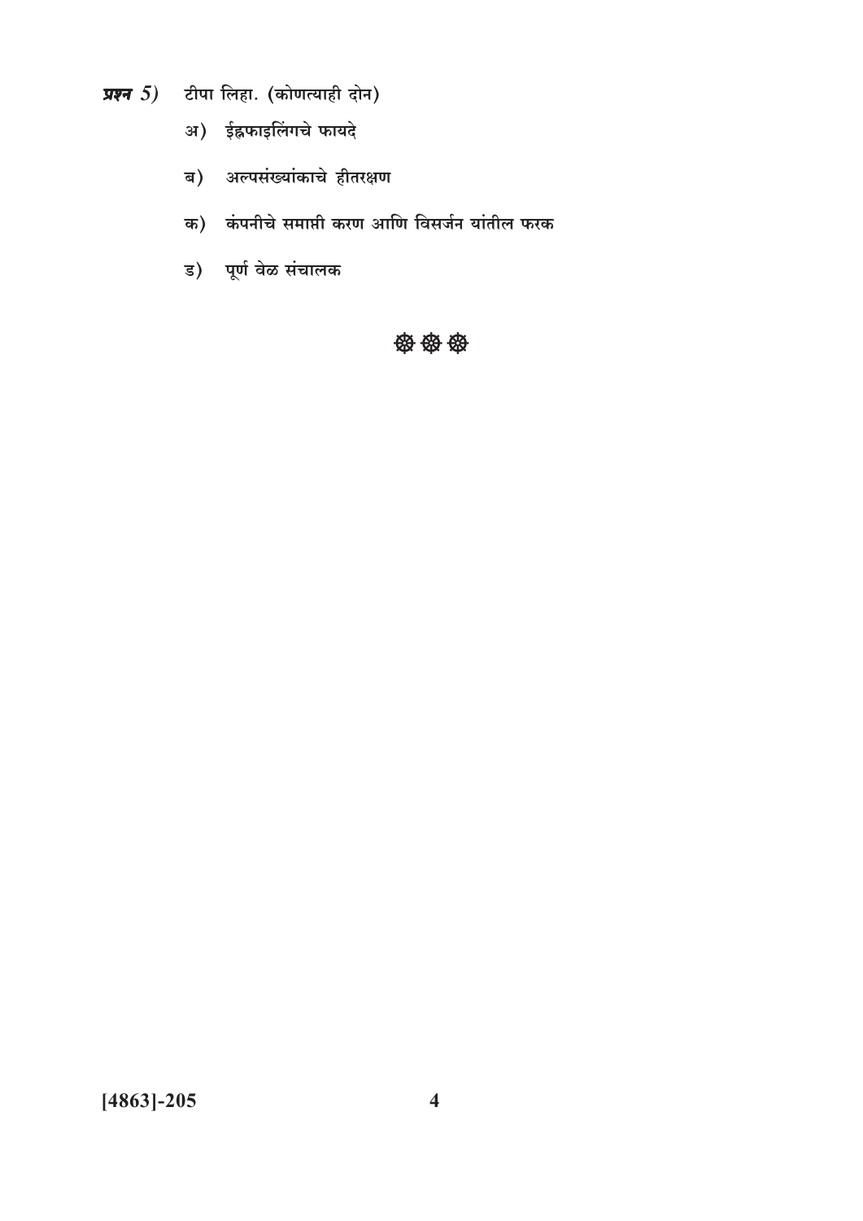**प्रश्न 5)** टीपा लिहा. (कोणत्याही दोन)

अ) ईफाइलिंगचे फायदे

ब) अल्पसंख्यांकाचे हीतरक्षण

क) कंपनीचे समाप्ती करण आणि विसर्जन यांतील फरक

ड) पूर्ण वेळ संचालक

❁ ❁ ❁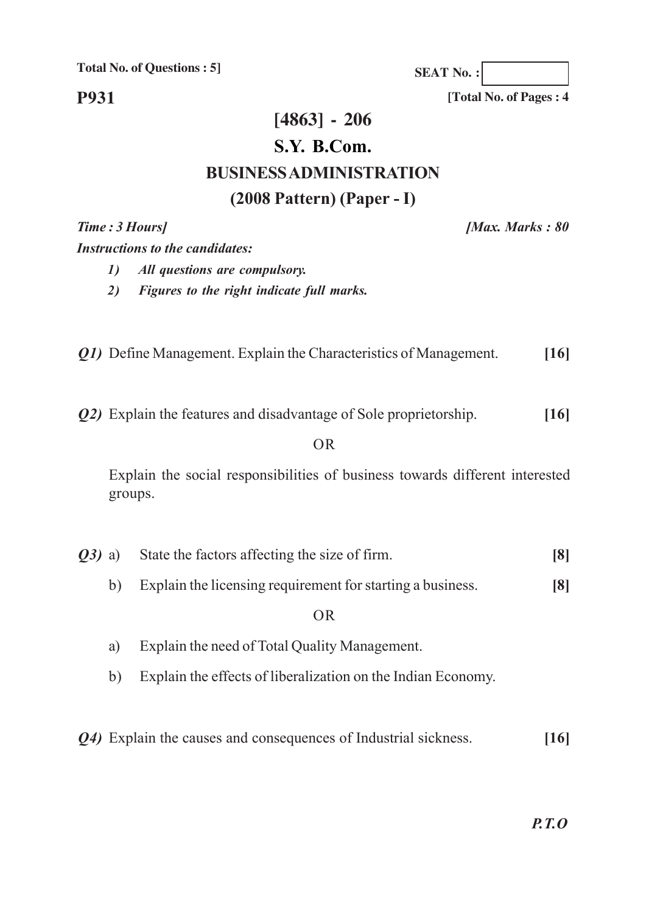**Total No. of Questions : 5]**

**SEAT No. :**

**P931**

**[Total No. of Pages : 4**

# [4863] - 206

## S.Y. B.Com.

## BUSINESS ADMINISTRATION

## (2008 Pattern) (Paper - I)

***Time : 3 Hours]*** ***[Max. Marks : 80***

***Instructions to the candidates:***

1) *All questions are compulsory.*
2) *Figures to the right indicate full marks.*

***Q1)*** Define Management. Explain the Characteristics of Management. **[16]**

***Q2)*** Explain the features and disadvantage of Sole proprietorship. **[16]**

OR

Explain the social responsibilities of business towards different interested groups.

***Q3)*** a) State the factors affecting the size of firm. **[8]**

b) Explain the licensing requirement for starting a business. **[8]**

OR

a) Explain the need of Total Quality Management.

b) Explain the effects of liberalization on the Indian Economy.

***Q4)*** Explain the causes and consequences of Industrial sickness. **[16]**

***P.T.O***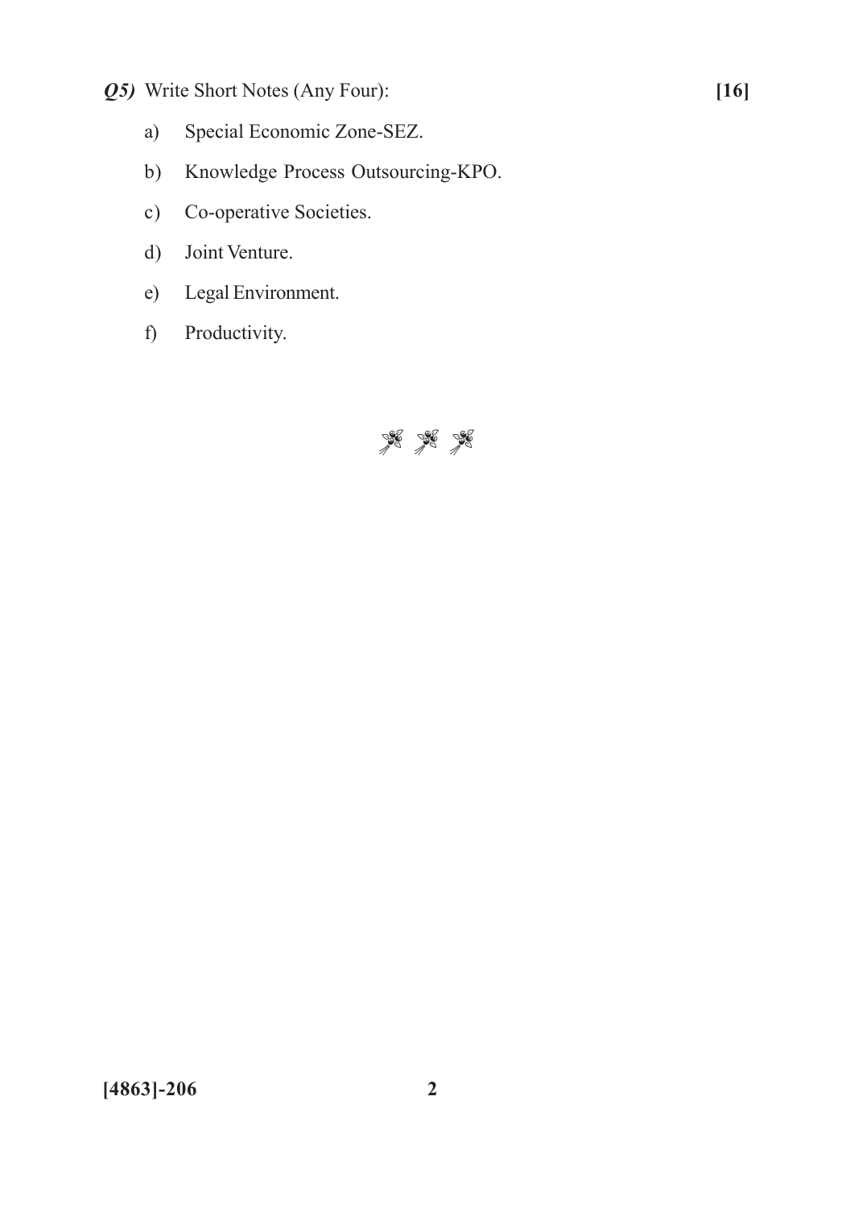***Q5)*** Write Short Notes (Any Four): **[16]**

a) Special Economic Zone-SEZ.

b) Knowledge Process Outsourcing-KPO.

c) Co-operative Societies.

d) Joint Venture.

e) Legal Environment.

f) Productivity.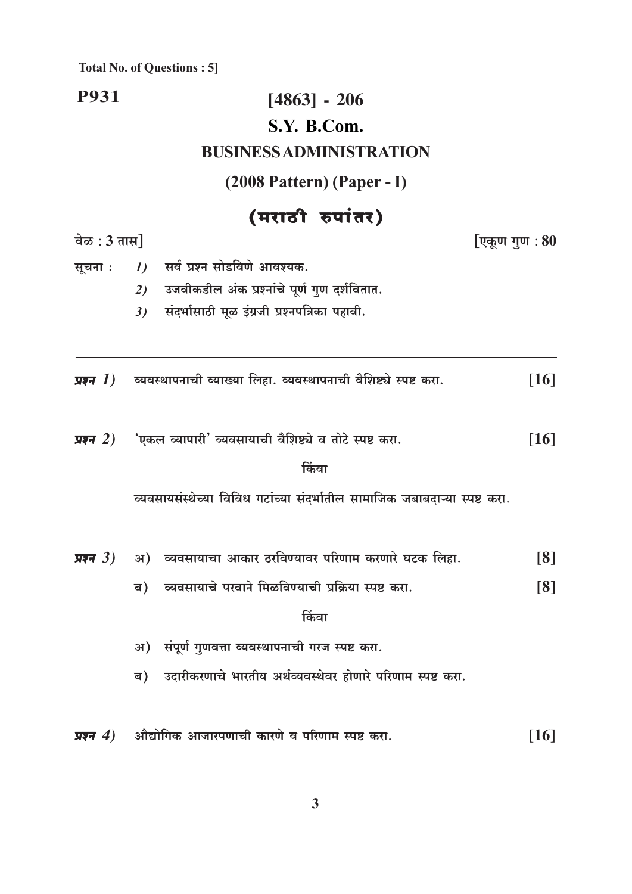**Total No. of Questions : 5]**

**P931**

# [4863] - 206

## S.Y. B.Com.

## BUSINESS ADMINISTRATION

## (2008 Pattern) (Paper - I)

## (मराठी रुपांतर)

**वेळ : 3 तास]** **[एकूण गुण : 80**

सूचना :
1) सर्व प्रश्न सोडविणे आवश्यक.
2) उजवीकडील अंक प्रश्नांचे पूर्ण गुण दर्शवितात.
3) संदर्भासाठी मूळ इंग्रजी प्रश्नपत्रिका पहावी.

---

***प्रश्न 1)*** व्यवस्थापनाची व्याख्या लिहा. व्यवस्थापनाची वैशिष्ट्ये स्पष्ट करा. **[16]**

***प्रश्न 2)*** 'एकल व्यापारी' व्यवसायाची वैशिष्ट्ये व तोटे स्पष्ट करा. **[16]**

किंवा

व्यवसायसंस्थेच्या विविध गटांच्या संदर्भातील सामाजिक जबाबदाऱ्या स्पष्ट करा.

***प्रश्न 3)***
अ) व्यवसायाचा आकार ठरविण्यावर परिणाम करणारे घटक लिहा. **[8]**

ब) व्यवसायाचे परवाने मिळविण्याची प्रक्रिया स्पष्ट करा. **[8]**

किंवा

अ) संपूर्ण गुणवत्ता व्यवस्थापनाची गरज स्पष्ट करा.

ब) उदारीकरणाचे भारतीय अर्थव्यवस्थेवर होणारे परिणाम स्पष्ट करा.

***प्रश्न 4)*** औद्योगिक आजारपणाची कारणे व परिणाम स्पष्ट करा. **[16]**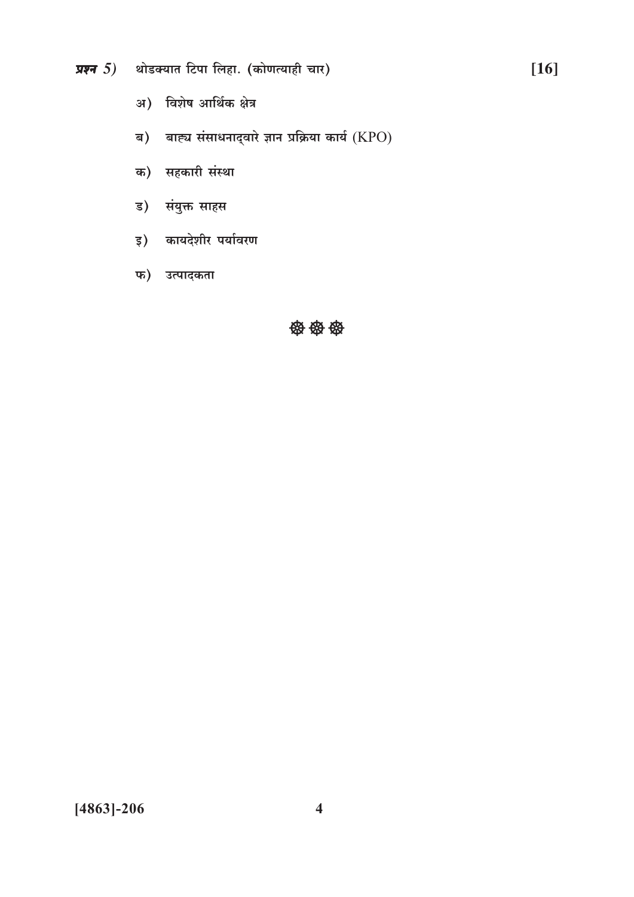**प्रश्न 5)** थोडक्यात टिपा लिहा. (कोणत्याही चार) **[16]**

अ) विशेष आर्थिक क्षेत्र

ब) बाह्य संसाधनाद्वारे ज्ञान प्रक्रिया कार्य (KPO)

क) सहकारी संस्था

ड) संयुक्त साहस

इ) कायदेशीर पर्यावरण

फ) उत्पादकता

❀ ❀ ❀

**[4863]-206**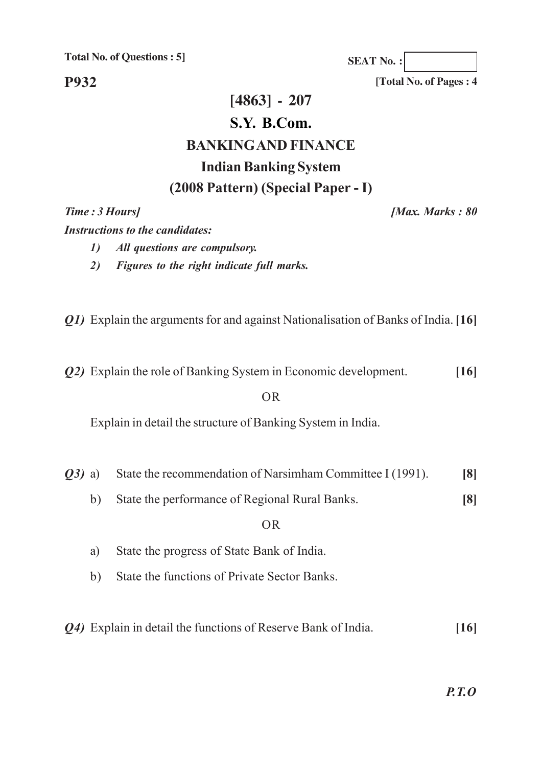**Total No. of Questions : 5]**

**SEAT No. :**

**P932**

**[Total No. of Pages : 4**

# [4863] - 207

# S.Y. B.Com.

## BANKING AND FINANCE

## Indian Banking System

## (2008 Pattern) (Special Paper - I)

***Time : 3 Hours]*** ***[Max. Marks : 80***

***Instructions to the candidates:***

1) *All questions are compulsory.*
2) *Figures to the right indicate full marks.*

***Q1)*** Explain the arguments for and against Nationalisation of Banks of India. **[16]**

***Q2)*** Explain the role of Banking System in Economic development. **[16]**

OR

Explain in detail the structure of Banking System in India.

***Q3)*** a) State the recommendation of Narsimham Committee I (1991). **[8]**

b) State the performance of Regional Rural Banks. **[8]**

OR

a) State the progress of State Bank of India.

b) State the functions of Private Sector Banks.

***Q4)*** Explain in detail the functions of Reserve Bank of India. **[16]**

***P.T.O***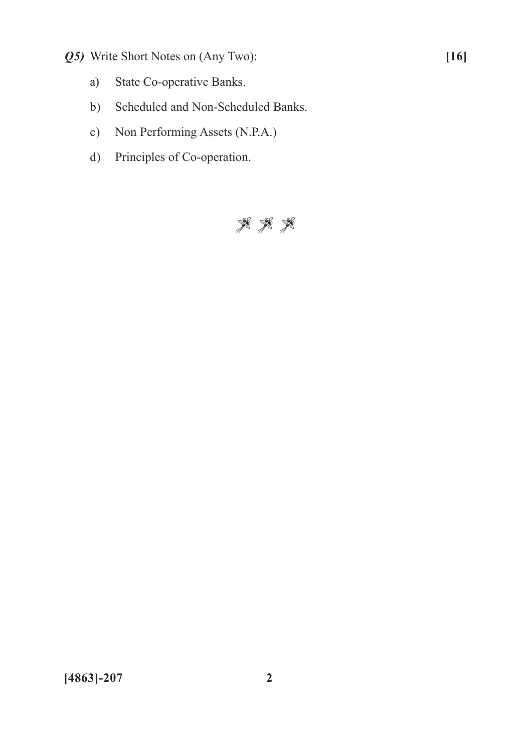***Q5)*** Write Short Notes on (Any Two): **[16]**

a) State Co-operative Banks.

b) Scheduled and Non-Scheduled Banks.

c) Non Performing Assets (N.P.A.)

d) Principles of Co-operation.

**[4863]-207**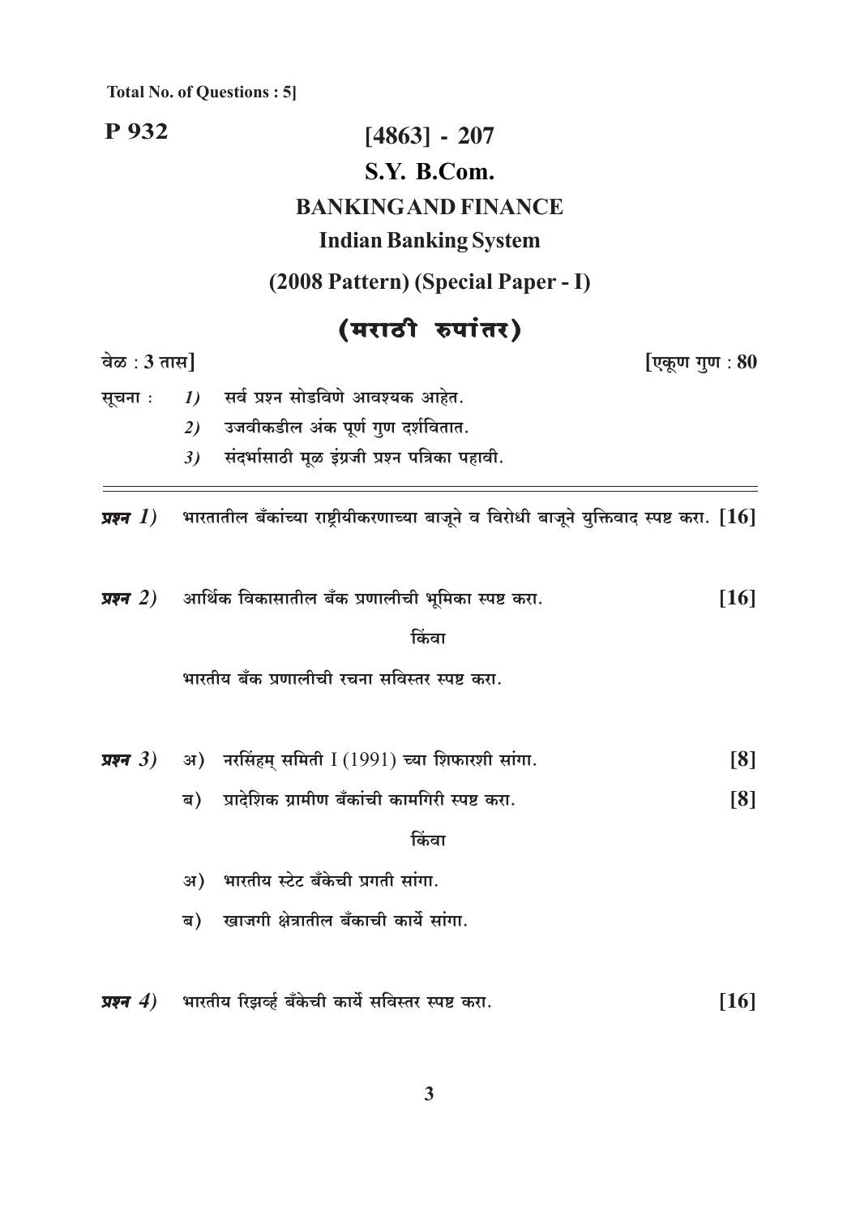**Total No. of Questions : 5]**

**P 932**

# [4863] - 207

## S.Y. B.Com.

## BANKING AND FINANCE

### Indian Banking System

### (2008 Pattern) (Special Paper - I)

### (मराठी रुपांतर)

वेळ : 3 तास] [एकूण गुण : 80

सूचना :
1) सर्व प्रश्न सोडविणे आवश्यक आहेत.
2) उजवीकडील अंक पूर्ण गुण दर्शवितात.
3) संदर्भासाठी मूळ इंग्रजी प्रश्न पत्रिका पहावी.

---

***प्रश्न 1)*** भारतातील बँकांच्या राष्ट्रीयीकरणाच्या बाजूने व विरोधी बाजूने युक्तिवाद स्पष्ट करा. **[16]**

***प्रश्न 2)*** आर्थिक विकासातील बँक प्रणालीची भूमिका स्पष्ट करा. **[16]**

किंवा

भारतीय बँक प्रणालीची रचना सविस्तर स्पष्ट करा.

***प्रश्न 3)*** अ) नरसिंहम् समिती I (1991) च्या शिफारशी सांगा. **[8]**

ब) प्रादेशिक ग्रामीण बँकांची कामगिरी स्पष्ट करा. **[8]**

किंवा

अ) भारतीय स्टेट बँकेची प्रगती सांगा.

ब) खाजगी क्षेत्रातील बँकाची कार्ये सांगा.

***प्रश्न 4)*** भारतीय रिझर्व्ह बँकेची कार्ये सविस्तर स्पष्ट करा. **[16]**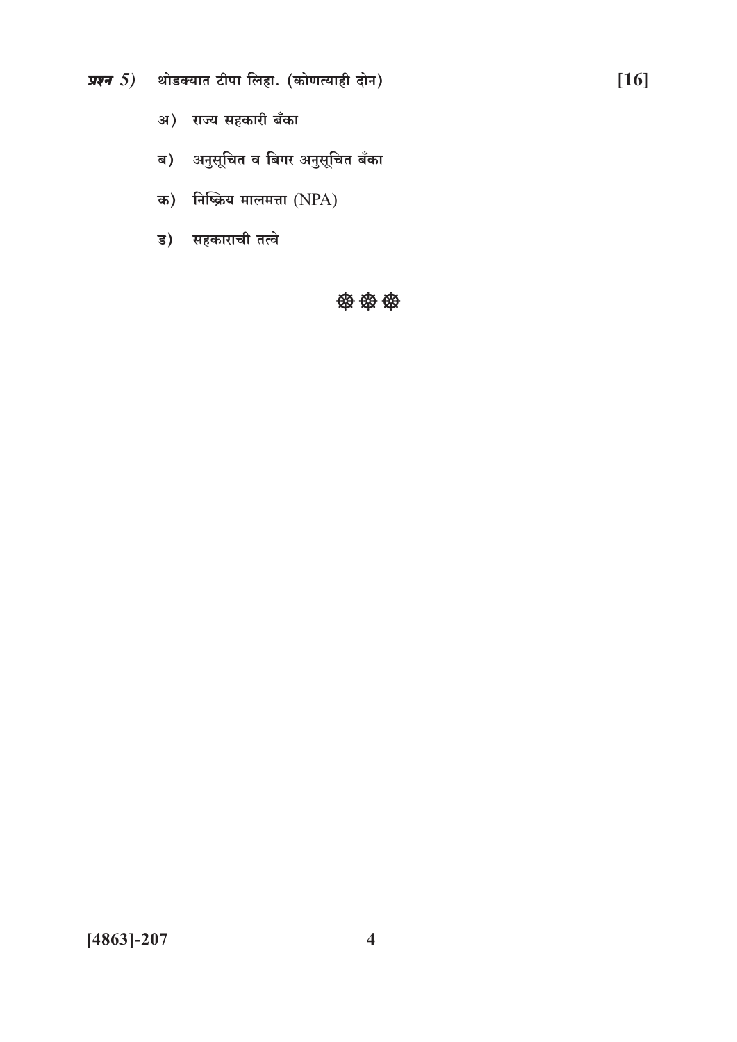**प्रश्न 5)** थोडक्यात टीपा लिहा. (कोणत्याही दोन) **[16]**

अ) राज्य सहकारी बँका

ब) अनुसूचित व बिगर अनुसूचित बँका

क) निष्क्रिय मालमत्ता (NPA)

ड) सहकाराची तत्वे

❀❀❀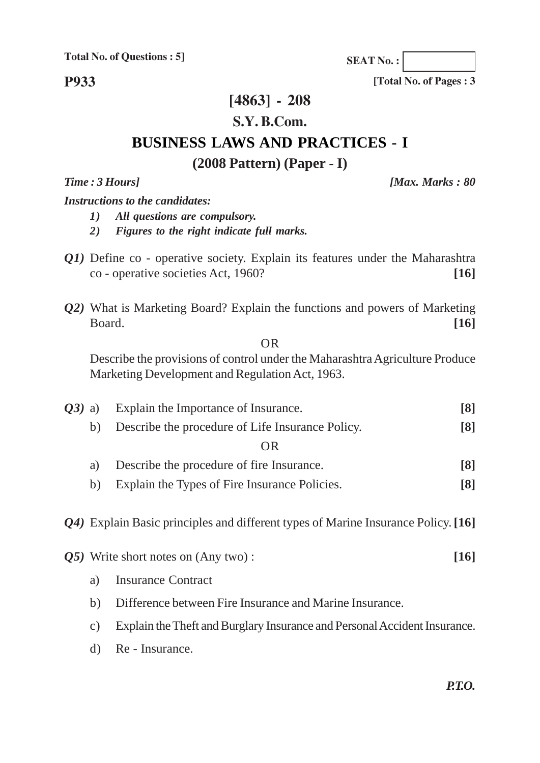**Total No. of Questions : 5]**

**SEAT No. :**

**P933**

**[Total No. of Pages : 3**

# [4863] - 208

## S.Y. B.Com.

## BUSINESS LAWS AND PRACTICES - I

### (2008 Pattern) (Paper - I)

***Time : 3 Hours]*** ***[Max. Marks : 80***

***Instructions to the candidates:***

1) ***All questions are compulsory.***
2) ***Figures to the right indicate full marks.***

***Q1)*** Define co - operative society. Explain its features under the Maharashtra co - operative societies Act, 1960? **[16]**

***Q2)*** What is Marketing Board? Explain the functions and powers of Marketing Board. **[16]**

OR

Describe the provisions of control under the Maharashtra Agriculture Produce Marketing Development and Regulation Act, 1963.

***Q3)*** a) Explain the Importance of Insurance. **[8]**

b) Describe the procedure of Life Insurance Policy. **[8]**

OR

a) Describe the procedure of fire Insurance. **[8]**

b) Explain the Types of Fire Insurance Policies. **[8]**

***Q4)*** Explain Basic principles and different types of Marine Insurance Policy. **[16]**

***Q5)*** Write short notes on (Any two) : **[16]**

a) Insurance Contract

b) Difference between Fire Insurance and Marine Insurance.

c) Explain the Theft and Burglary Insurance and Personal Accident Insurance.

d) Re - Insurance.

***P.T.O.***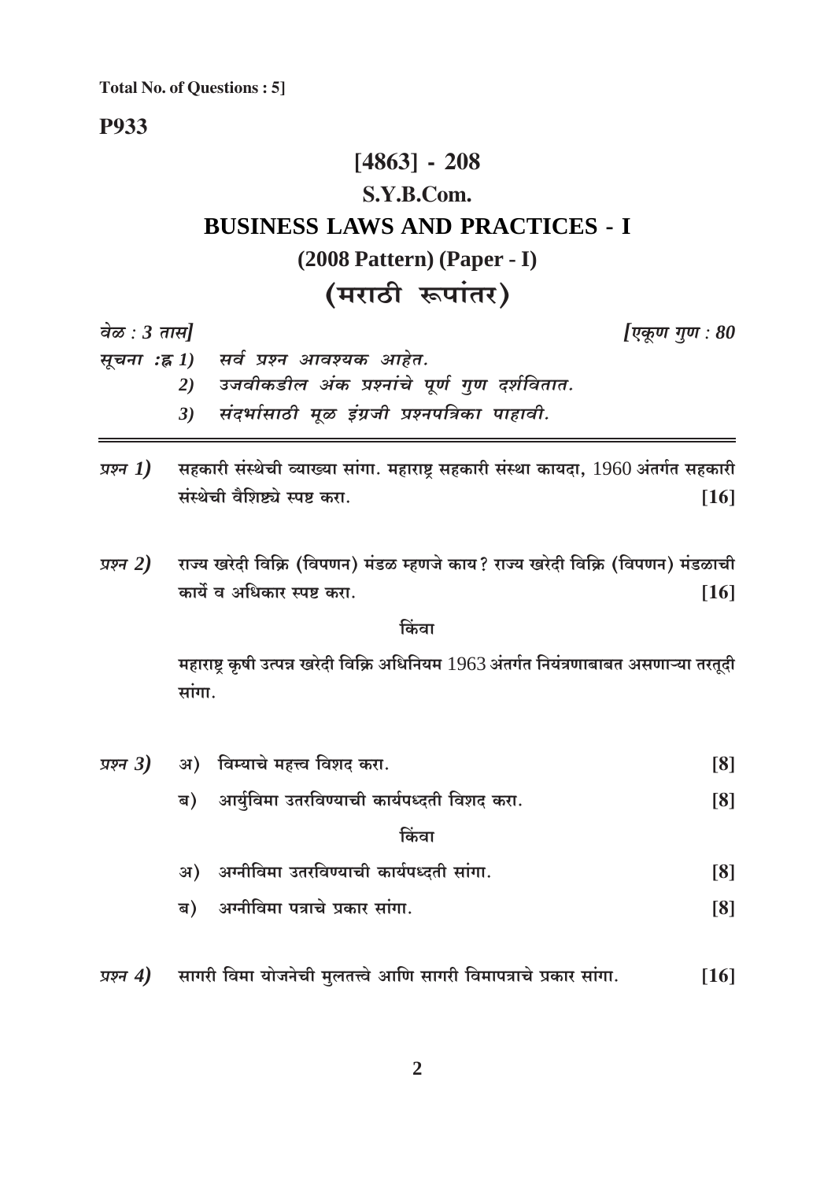**Total No. of Questions : 5]**

**P933**

# [4863] - 208

## S.Y.B.Com.

## BUSINESS LAWS AND PRACTICES - I

### (2008 Pattern) (Paper - I)

### (मराठी रूपांतर)

*वेळ : 3 तास]* *[एकूण गुण : 80*

*सूचना :ह्न 1) सर्व प्रश्न आवश्यक आहेत.*

*2) उजवीकडील अंक प्रश्नांचे पूर्ण गुण दर्शवितात.*

*3) संदर्भासाठी मूळ इंग्रजी प्रश्नपत्रिका पाहावी.*

---

*प्रश्न 1)* सहकारी संस्थेची व्याख्या सांगा. महाराष्ट्र सहकारी संस्था कायदा, 1960 अंतर्गत सहकारी संस्थेची वैशिष्ट्ये स्पष्ट करा. **[16]**

*प्रश्न 2)* राज्य खरेदी विक्रि (विपणन) मंडळ म्हणजे काय? राज्य खरेदी विक्रि (विपणन) मंडळाची कार्ये व अधिकार स्पष्ट करा. **[16]**

किंवा

महाराष्ट्र कृषी उत्पन्न खरेदी विक्रि अधिनियम 1963 अंतर्गत नियंत्रणाबाबत असणाऱ्या तरतूदी सांगा.

*प्रश्न 3)* अ) विम्याचे महत्त्व विशद करा. **[8]**

ब) आर्युविमा उतरविण्याची कार्यपध्दती विशद करा. **[8]**

किंवा

अ) अग्नीविमा उतरविण्याची कार्यपध्दती सांगा. **[8]**

ब) अग्नीविमा पत्राचे प्रकार सांगा. **[8]**

*प्रश्न 4)* सागरी विमा योजनेची मुलतत्त्वे आणि सागरी विमापत्राचे प्रकार सांगा. **[16]**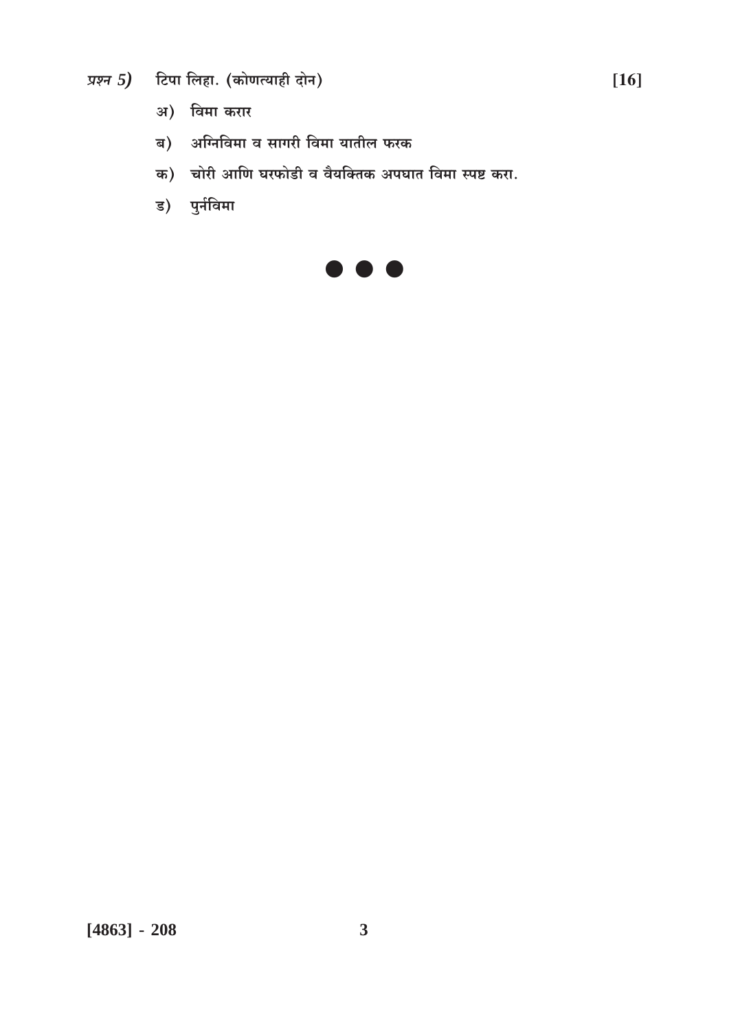*प्रश्न 5)* टिपा लिहा. (कोणत्याही दोन) **[16]**

अ) विमा करार

ब) अग्निविमा व सागरी विमा यातील फरक

क) चोरी आणि घरफोडी व वैयक्तिक अपघात विमा स्पष्ट करा.

ड) पुर्नविमा

● ● ●

**[4863] - 208**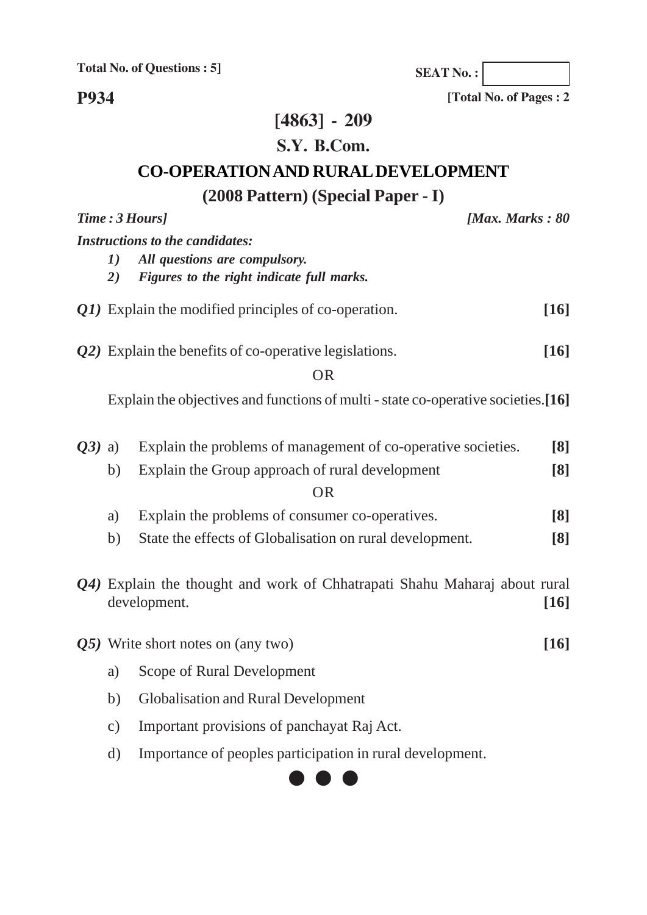**Total No. of Questions : 5]**

**SEAT No. :**

**P934**

**[Total No. of Pages : 2**

# [4863] - 209

## S.Y. B.Com.

## CO-OPERATION AND RURAL DEVELOPMENT

### (2008 Pattern) (Special Paper - I)

***Time : 3 Hours]*** ***[Max. Marks : 80***

***Instructions to the candidates:***

1) ***All questions are compulsory.***
2) ***Figures to the right indicate full marks.***

***Q1)*** Explain the modified principles of co-operation. **[16]**

***Q2)*** Explain the benefits of co-operative legislations. **[16]**

OR

Explain the objectives and functions of multi - state co-operative societies. **[16]**

***Q3)*** a) Explain the problems of management of co-operative societies. **[8]**

b) Explain the Group approach of rural development **[8]**

OR

a) Explain the problems of consumer co-operatives. **[8]**

b) State the effects of Globalisation on rural development. **[8]**

***Q4)*** Explain the thought and work of Chhatrapati Shahu Maharaj about rural development. **[16]**

***Q5)*** Write short notes on (any two) **[16]**

a) Scope of Rural Development

b) Globalisation and Rural Development

c) Important provisions of panchayat Raj Act.

d) Importance of peoples participation in rural development.

● ● ●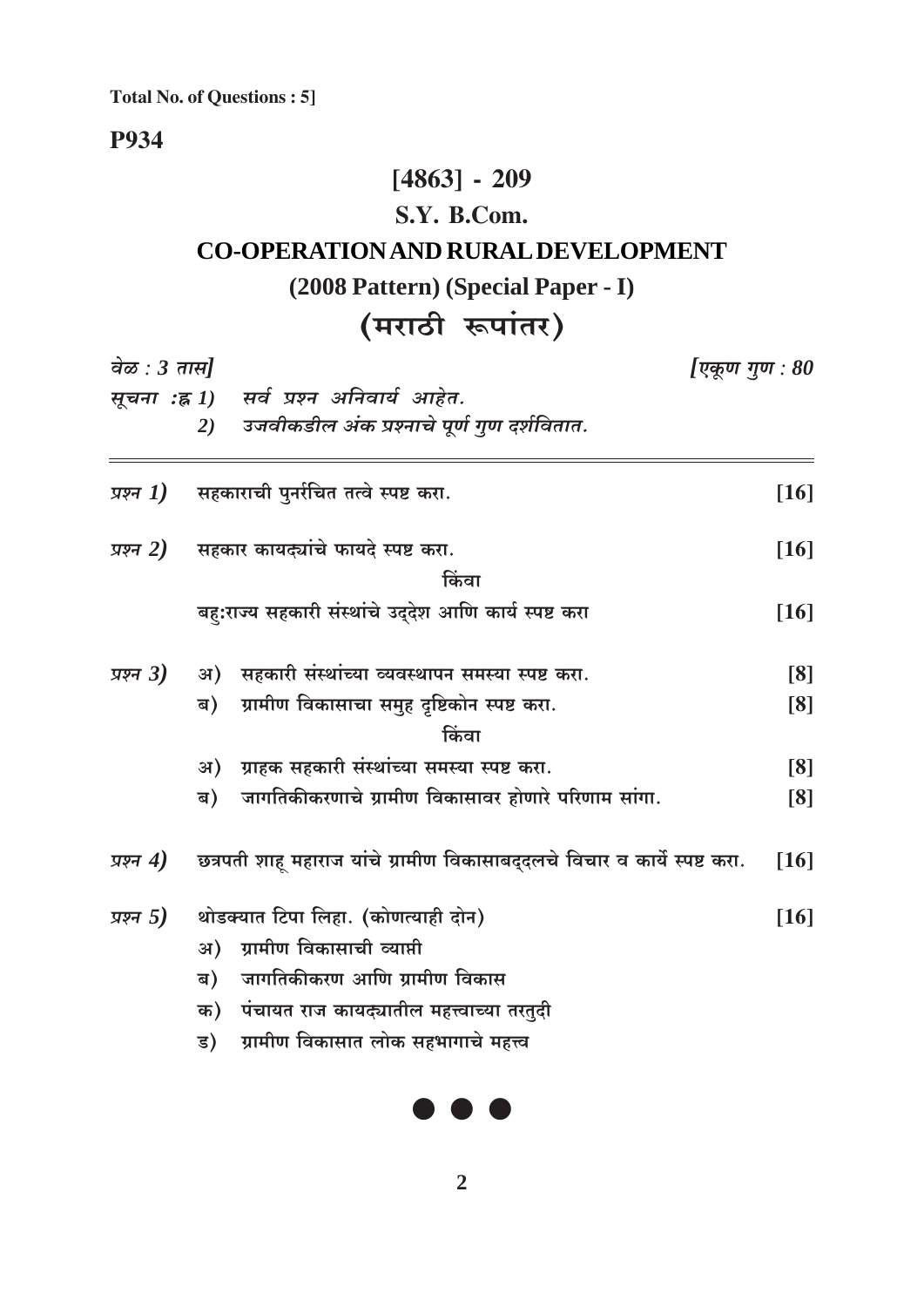Total No. of Questions : 5]

**P934**

# [4863] - 209

## S.Y. B.Com.

## CO-OPERATION AND RURAL DEVELOPMENT

### (2008 Pattern) (Special Paper - I)

### (मराठी रूपांतर)

*वेळ : 3 तास]* *[एकूण गुण : 80*

*सूचना :*
1) *सर्व प्रश्न अनिवार्य आहेत.*
2) *उजवीकडील अंक प्रश्नाचे पूर्ण गुण दर्शवितात.*

---

*प्रश्न 1)* सहकाराची पुनर्रचित तत्वे स्पष्ट करा. **[16]**

*प्रश्न 2)* सहकार कायद्यांचे फायदे स्पष्ट करा. **[16]**

किंवा

बहु:राज्य सहकारी संस्थांचे उद्देश आणि कार्य स्पष्ट करा **[16]**

*प्रश्न 3)*
अ) सहकारी संस्थांच्या व्यवस्थापन समस्या स्पष्ट करा. **[8]**
ब) ग्रामीण विकासाचा समुह दृष्टिकोन स्पष्ट करा. **[8]**

किंवा

अ) ग्राहक सहकारी संस्थांच्या समस्या स्पष्ट करा. **[8]**
ब) जागतिकीकरणाचे ग्रामीण विकासावर होणारे परिणाम सांगा. **[8]**

*प्रश्न 4)* छत्रपती शाहू महाराज यांचे ग्रामीण विकासाबद्दलचे विचार व कार्ये स्पष्ट करा. **[16]**

*प्रश्न 5)* थोडक्यात टिपा लिहा. (कोणत्याही दोन) **[16]**
अ) ग्रामीण विकासाची व्याप्ती
ब) जागतिकीकरण आणि ग्रामीण विकास
क) पंचायत राज कायद्यातील महत्त्वाच्या तरतुदी
ड) ग्रामीण विकासात लोक सहभागाचे महत्त्व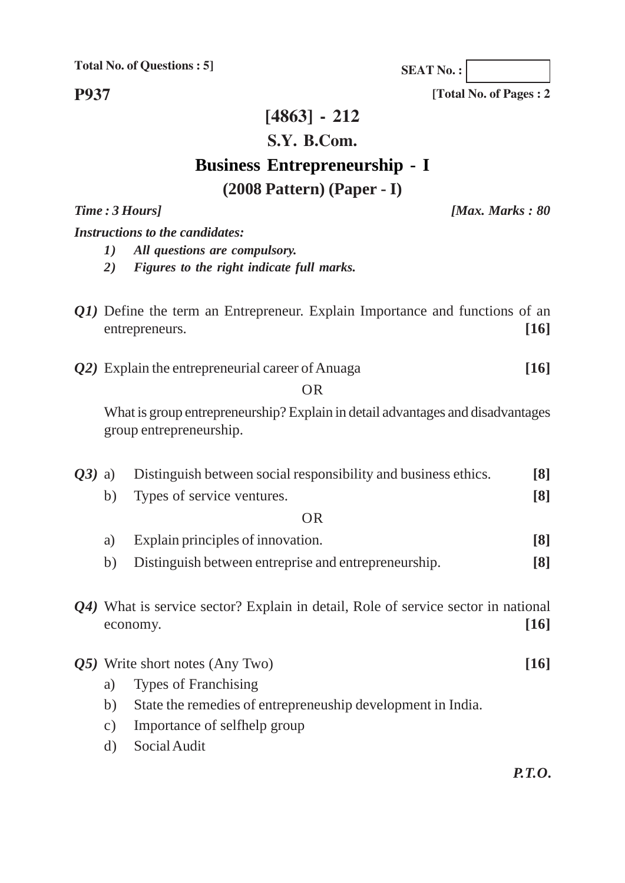**Total No. of Questions : 5]**

**SEAT No. :**

**P937**

**[Total No. of Pages : 2**

# [4863] - 212

## S.Y. B.Com.

## Business Entrepreneurship - I

### (2008 Pattern) (Paper - I)

***Time : 3 Hours]*** ***[Max. Marks : 80***

***Instructions to the candidates:***

1. ***All questions are compulsory.***
2. ***Figures to the right indicate full marks.***

***Q1)*** Define the term an Entrepreneur. Explain Importance and functions of an entrepreneurs. **[16]**

***Q2)*** Explain the entrepreneurial career of Anuaga **[16]**

OR

What is group entrepreneurship? Explain in detail advantages and disadvantages group entrepreneurship.

***Q3)*** a) Distinguish between social responsibility and business ethics. **[8]**

b) Types of service ventures. **[8]**

OR

a) Explain principles of innovation. **[8]**

b) Distinguish between entreprise and entrepreneurship. **[8]**

***Q4)*** What is service sector? Explain in detail, Role of service sector in national economy. **[16]**

***Q5)*** Write short notes (Any Two) **[16]**

a) Types of Franchising

b) State the remedies of entrepreneuship development in India.

c) Importance of selfhelp group

d) Social Audit

***P.T.O.***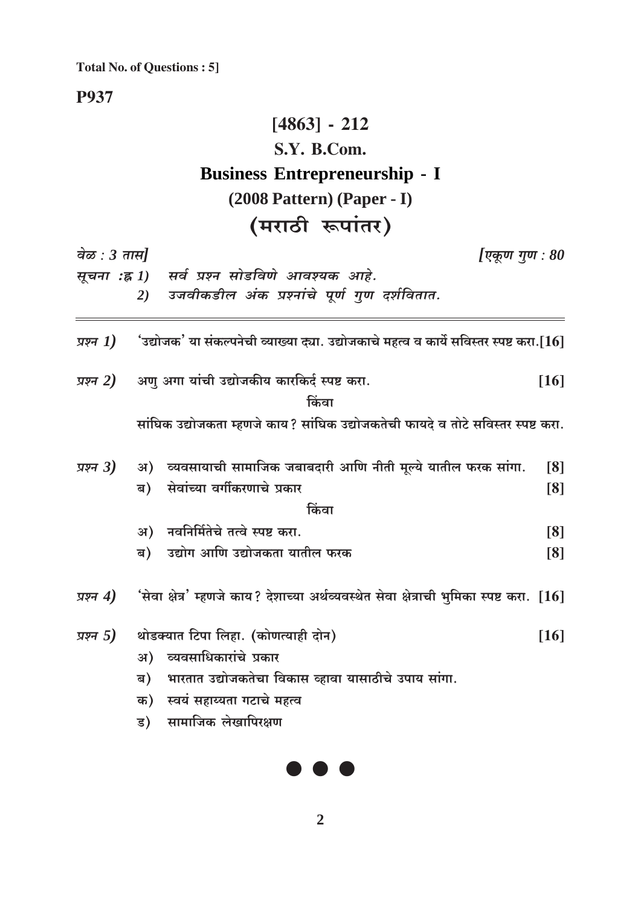**Total No. of Questions : 5]**

**P937**

# [4863] - 212

## S.Y. B.Com.

## Business Entrepreneurship - I

### (2008 Pattern) (Paper - I)

### (मराठी रूपांतर)

*वेळ : 3 तास]* *[एकूण गुण : 80*

*सूचना :ह्न 1) सर्व प्रश्न सोडविणे आवश्यक आहे.*
*2) उजवीकडील अंक प्रश्नांचे पूर्ण गुण दर्शवितात.*

---

*प्रश्न 1)* 'उद्योजक' या संकल्पनेची व्याख्या द्या. उद्योजकाचे महत्व व कार्ये सविस्तर स्पष्ट करा. **[16]**

*प्रश्न 2)* अणु अगा यांची उद्योजकीय कारकिर्द स्पष्ट करा. **[16]**

किंवा

सांघिक उद्योजकता म्हणजे काय? सांघिक उद्योजकतेची फायदे व तोटे सविस्तर स्पष्ट करा.

*प्रश्न 3)* अ) व्यवसायाची सामाजिक जबाबदारी आणि नीती मूल्ये यातील फरक सांगा. **[8]**

ब) सेवांच्या वर्गीकरणाचे प्रकार **[8]**

किंवा

अ) नवनिर्मितेचे तत्वे स्पष्ट करा. **[8]**

ब) उद्योग आणि उद्योजकता यातील फरक **[8]**

*प्रश्न 4)* 'सेवा क्षेत्र' म्हणजे काय? देशाच्या अर्थव्यवस्थेत सेवा क्षेत्राची भुमिका स्पष्ट करा. **[16]**

*प्रश्न 5)* थोडक्यात टिपा लिहा. (कोणत्याही दोन) **[16]**

अ) व्यवसाधिकारांचे प्रकार

ब) भारतात उद्योजकतेचा विकास व्हावा यासाठीचे उपाय सांगा.

क) स्वयं सहाय्यता गटाचे महत्व

ड) सामाजिक लेखापरिक्षण

● ● ●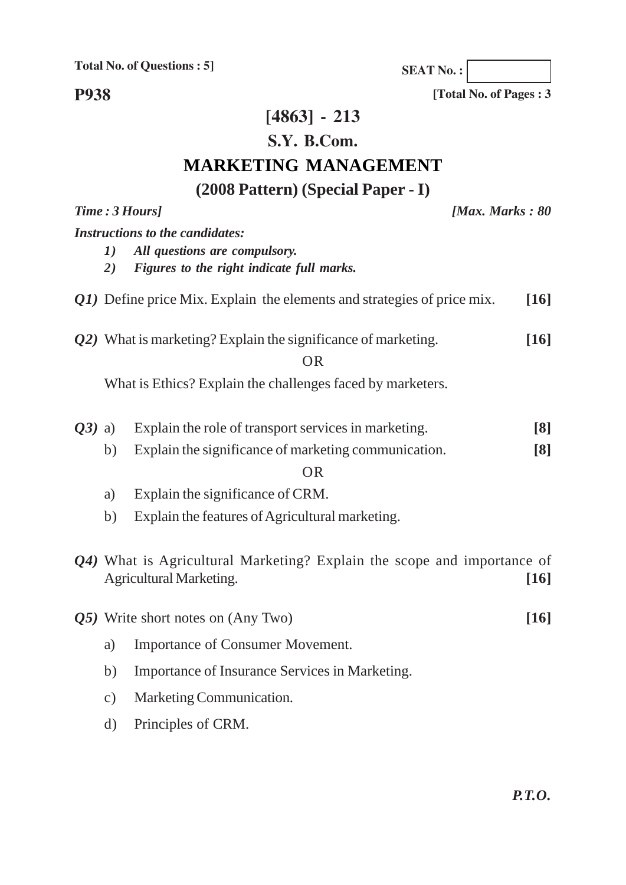Total No. of Questions : 5]

SEAT No. :

**P938**

[Total No. of Pages : 3

# [4863] - 213

## S.Y. B.Com.

## MARKETING MANAGEMENT

### (2008 Pattern) (Special Paper - I)

*Time : 3 Hours]* *[Max. Marks : 80*

***Instructions to the candidates:***

1) ***All questions are compulsory.***
2) ***Figures to the right indicate full marks.***

***Q1)*** Define price Mix. Explain the elements and strategies of price mix. **[16]**

***Q2)*** What is marketing? Explain the significance of marketing. **[16]**

OR

What is Ethics? Explain the challenges faced by marketers.

***Q3)*** a) Explain the role of transport services in marketing. **[8]**

b) Explain the significance of marketing communication. **[8]**

OR

a) Explain the significance of CRM.

b) Explain the features of Agricultural marketing.

***Q4)*** What is Agricultural Marketing? Explain the scope and importance of Agricultural Marketing. **[16]**

***Q5)*** Write short notes on (Any Two) **[16]**

a) Importance of Consumer Movement.

b) Importance of Insurance Services in Marketing.

c) Marketing Communication.

d) Principles of CRM.

***P.T.O.***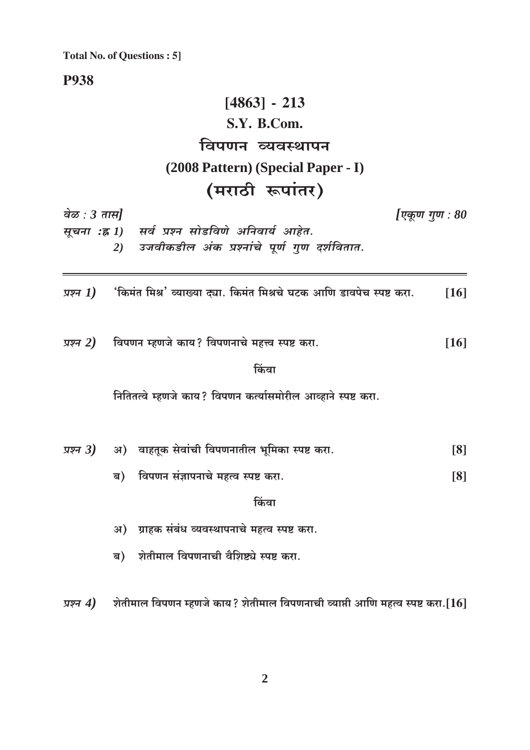**Total No. of Questions : 5]**

**P938**

# [4863] - 213

## S.Y. B.Com.

## विपणन व्यवस्थापन

## (2008 Pattern) (Special Paper - I)

## (मराठी रूपांतर)

*वेळ : 3 तास]* *[एकूण गुण : 80*

*सूचना :* 1) *सर्व प्रश्न सोडविणे अनिवार्य आहेत.*
2) *उजवीकडील अंक प्रश्नांचे पूर्ण गुण दर्शवितात.*

---

*प्रश्न 1)* 'किमंत मिश्र' व्याख्या द्या. किमंत मिश्रचे घटक आणि डावपेच स्पष्ट करा. **[16]**

*प्रश्न 2)* विपणन म्हणजे काय? विपणनाचे महत्त्व स्पष्ट करा. **[16]**

किंवा

नितितत्वे म्हणजे काय? विपणन कर्त्यासमोरील आव्हाने स्पष्ट करा.

*प्रश्न 3)* अ) वाहतूक सेवांची विपणनातील भूमिका स्पष्ट करा. **[8]**

ब) विपणन संज्ञापनाचे महत्व स्पष्ट करा. **[8]**

किंवा

अ) ग्राहक संबंध व्यवस्थापनाचे महत्व स्पष्ट करा.

ब) शेतीमाल विपणनाची वैशिष्ट्ये स्पष्ट करा.

*प्रश्न 4)* शेतीमाल विपणन म्हणजे काय? शेतीमाल विपणनाची व्याप्ती आणि महत्व स्पष्ट करा. **[16]**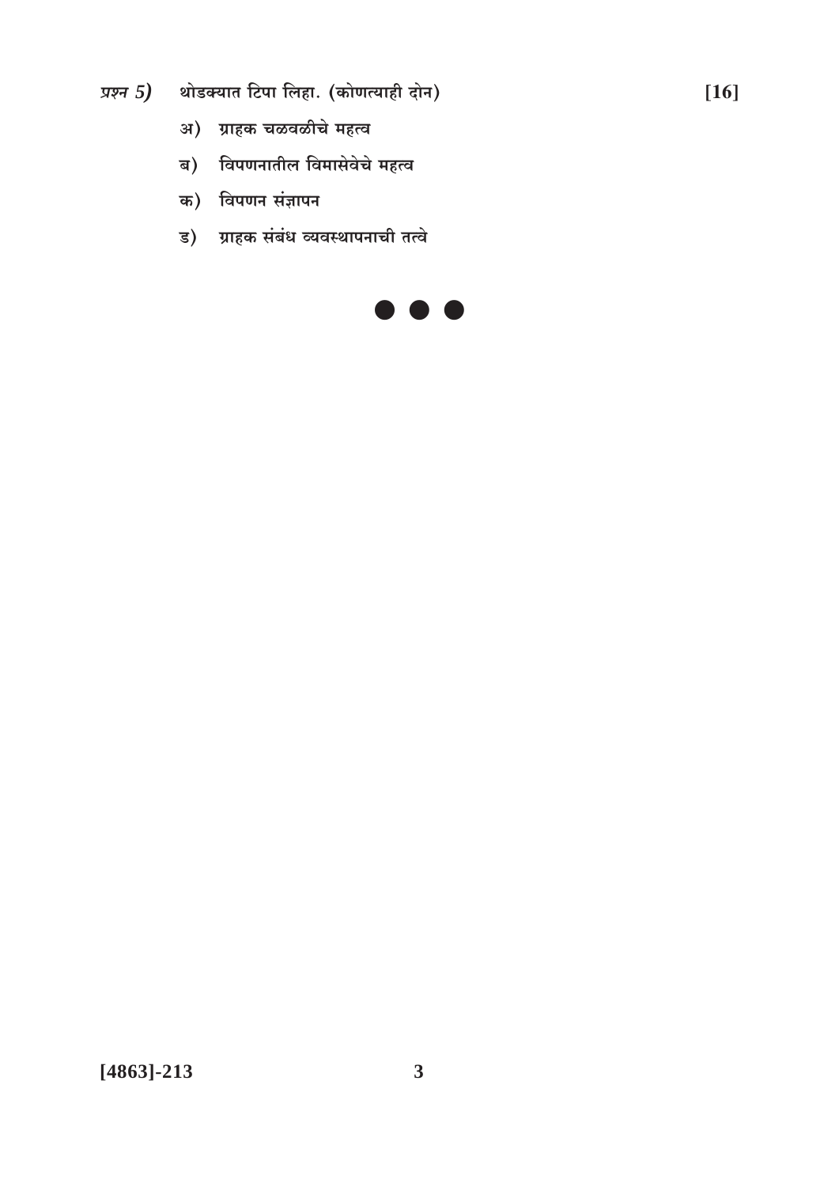*प्रश्न 5)* थोडक्यात टिपा लिहा. (कोणत्याही दोन) **[16]**

अ) ग्राहक चळवळीचे महत्व

ब) विपणनातील विमासेवेचे महत्व

क) विपणन संज्ञापन

ड) ग्राहक संबंध व्यवस्थापनाची तत्वे

● ● ●

**[4863]-213**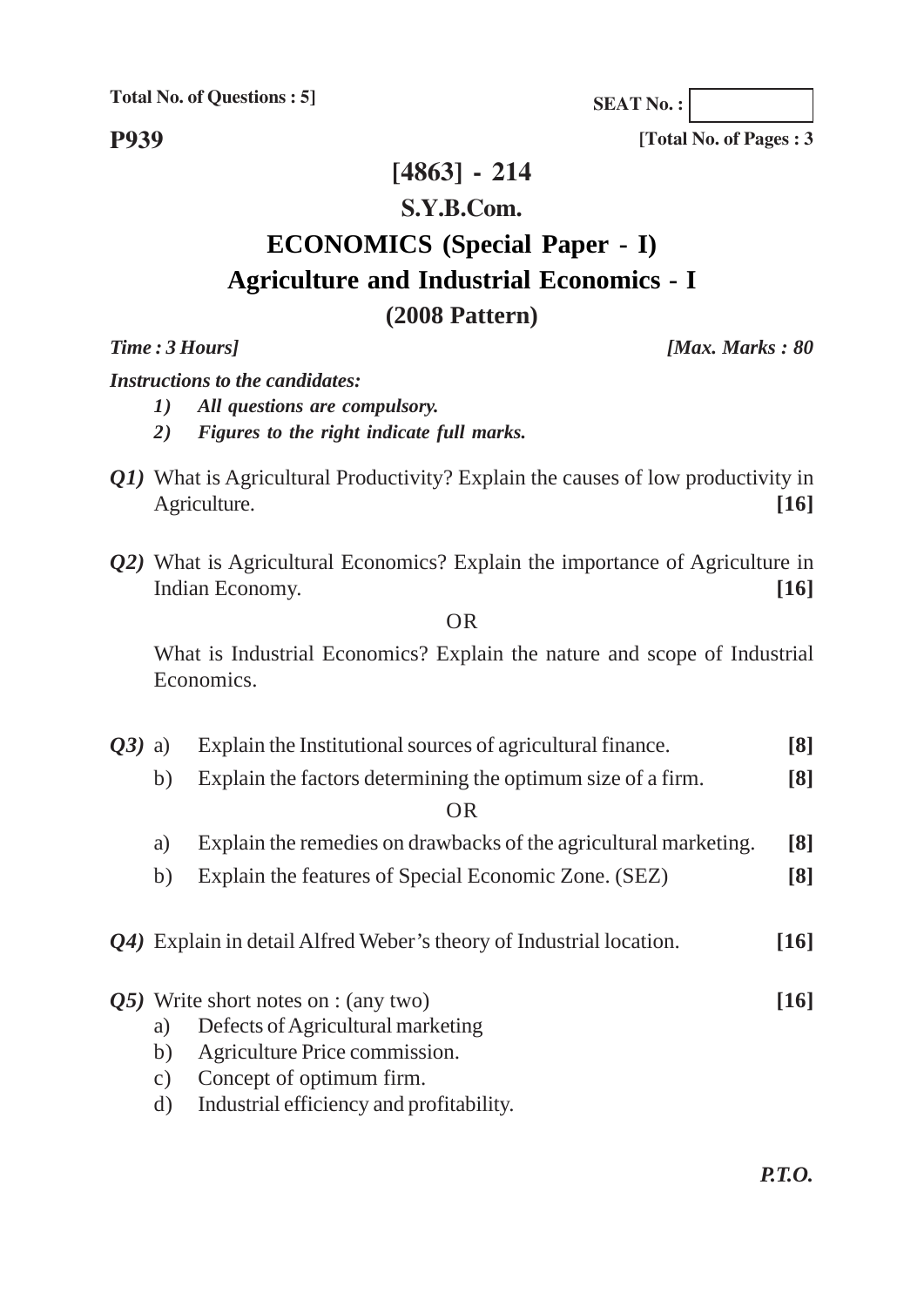Total No. of Questions : 5]

**SEAT No. :**

**P939**

[Total No. of Pages : 3

# [4863] - 214

## S.Y.B.Com.

## ECONOMICS (Special Paper - I)

## Agriculture and Industrial Economics - I

### (2008 Pattern)

*Time : 3 Hours]* *[Max. Marks : 80*

***Instructions to the candidates:***

1) *All questions are compulsory.*
2) *Figures to the right indicate full marks.*

***Q1)*** What is Agricultural Productivity? Explain the causes of low productivity in Agriculture. **[16]**

***Q2)*** What is Agricultural Economics? Explain the importance of Agriculture in Indian Economy. **[16]**

OR

What is Industrial Economics? Explain the nature and scope of Industrial Economics.

***Q3)*** a) Explain the Institutional sources of agricultural finance. **[8]**

b) Explain the factors determining the optimum size of a firm. **[8]**

OR

a) Explain the remedies on drawbacks of the agricultural marketing. **[8]**

b) Explain the features of Special Economic Zone. (SEZ) **[8]**

***Q4)*** Explain in detail Alfred Weber's theory of Industrial location. **[16]**

***Q5)*** Write short notes on : (any two) **[16]**

a) Defects of Agricultural marketing

b) Agriculture Price commission.

c) Concept of optimum firm.

d) Industrial efficiency and profitability.

***P.T.O.***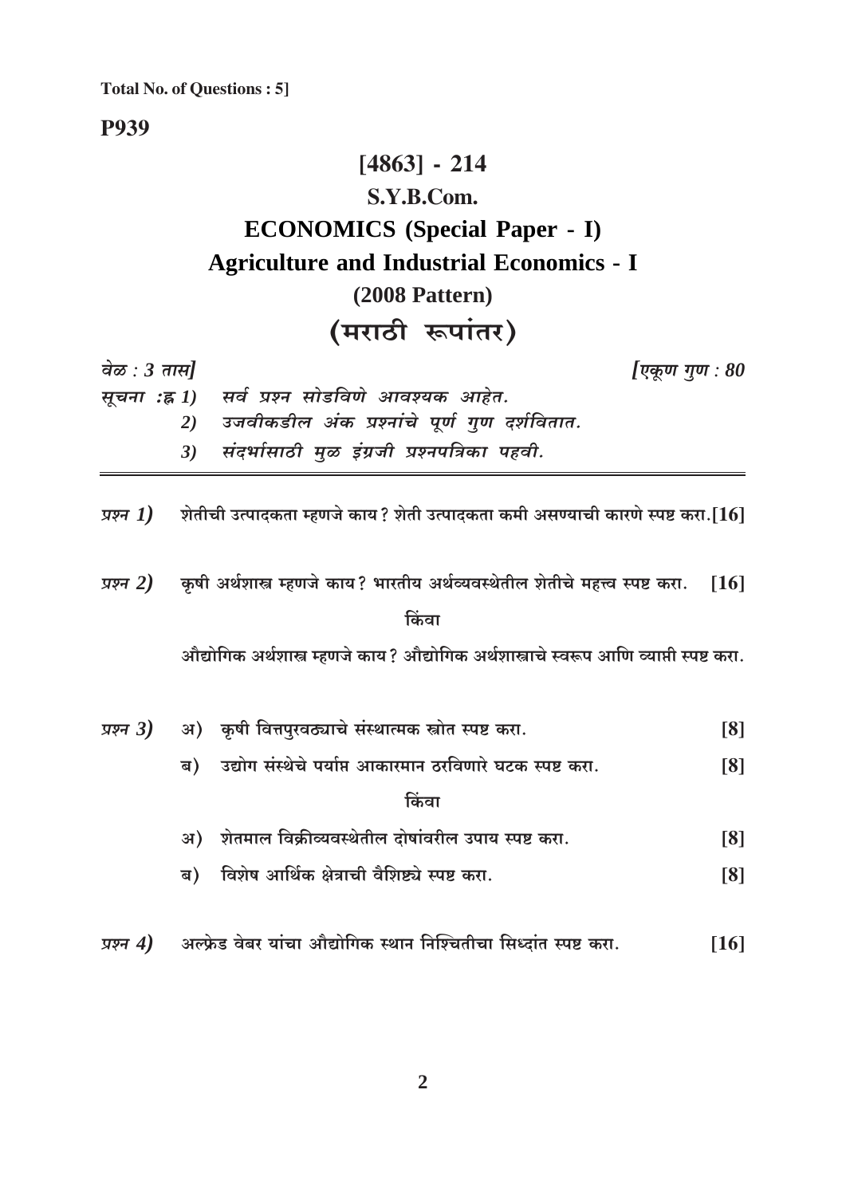Total No. of Questions : 5]

**P939**

# [4863] - 214

## S.Y.B.Com.

## ECONOMICS (Special Paper - I)

## Agriculture and Industrial Economics - I

### (2008 Pattern)

### (मराठी रूपांतर)

*वेळ : 3 तास]* *[एकूण गुण : 80*

*सूचना :*
1) *सर्व प्रश्न सोडविणे आवश्यक आहेत.*
2) *उजवीकडील अंक प्रश्नांचे पूर्ण गुण दर्शवितात.*
3) *संदर्भासाठी मुळ इंग्रजी प्रश्नपत्रिका पहवी.*

---

*प्रश्न 1)* शेतीची उत्पादकता म्हणजे काय? शेती उत्पादकता कमी असण्याची कारणे स्पष्ट करा. **[16]**

*प्रश्न 2)* कृषी अर्थशास्त्र म्हणजे काय? भारतीय अर्थव्यवस्थेतील शेतीचे महत्त्व स्पष्ट करा. **[16]**

किंवा

औद्योगिक अर्थशास्त्र म्हणजे काय? औद्योगिक अर्थशास्त्राचे स्वरूप आणि व्याप्ती स्पष्ट करा.

*प्रश्न 3)*
अ) कृषी वित्तपुरवठ्याचे संस्थात्मक स्रोत स्पष्ट करा. **[8]**

ब) उद्योग संस्थेचे पर्याप्त आकारमान ठरविणारे घटक स्पष्ट करा. **[8]**

किंवा

अ) शेतमाल विक्रीव्यवस्थेतील दोषांवरील उपाय स्पष्ट करा. **[8]**

ब) विशेष आर्थिक क्षेत्राची वैशिष्ट्ये स्पष्ट करा. **[8]**

*प्रश्न 4)* अल्फ्रेड वेबर यांचा औद्योगिक स्थान निश्चितीचा सिध्दांत स्पष्ट करा. **[16]**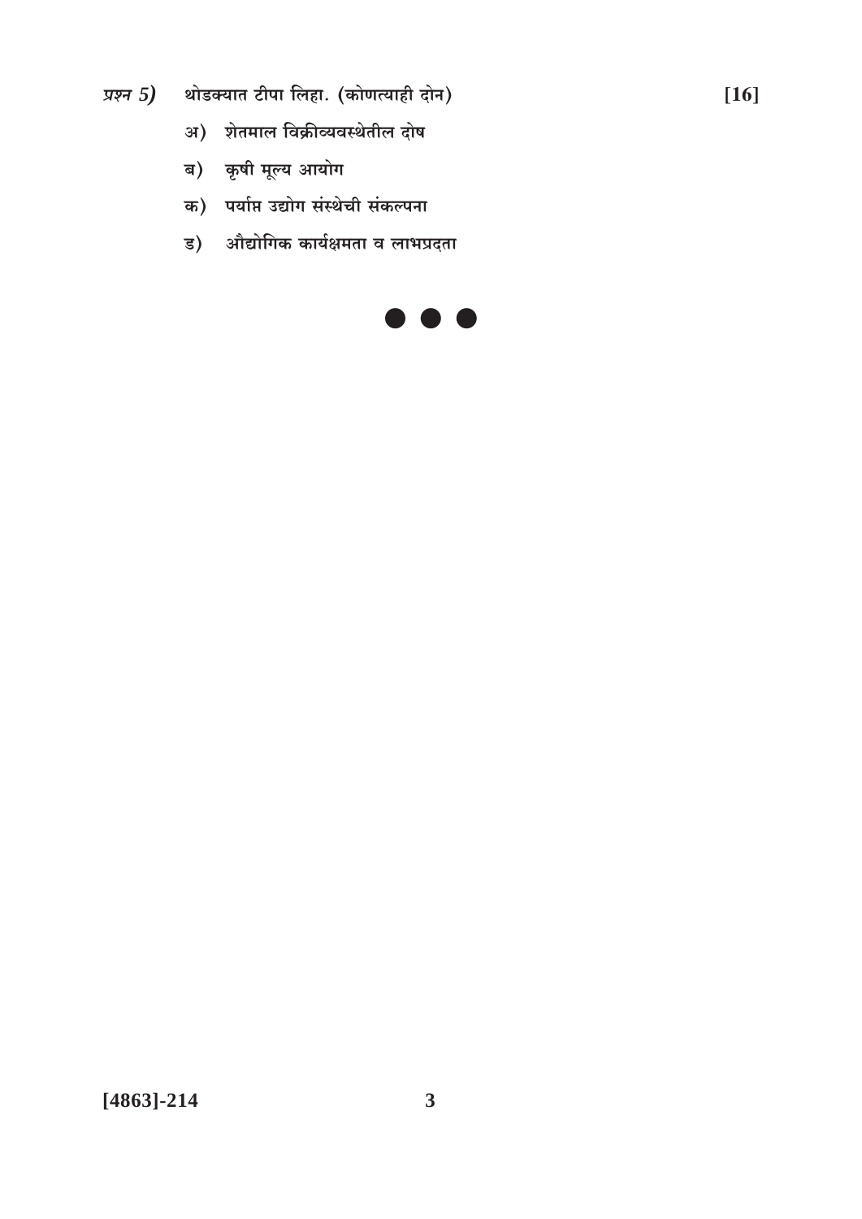*प्रश्न 5)* थोडक्यात टीपा लिहा. (कोणत्याही दोन) **[16]**

अ) शेतमाल विक्रीव्यवस्थेतील दोष

ब) कृषी मूल्य आयोग

क) पर्याप्त उद्योग संस्थेची संकल्पना

ड) औद्योगिक कार्यक्षमता व लाभप्रदता

● ● ●

**[4863]-214**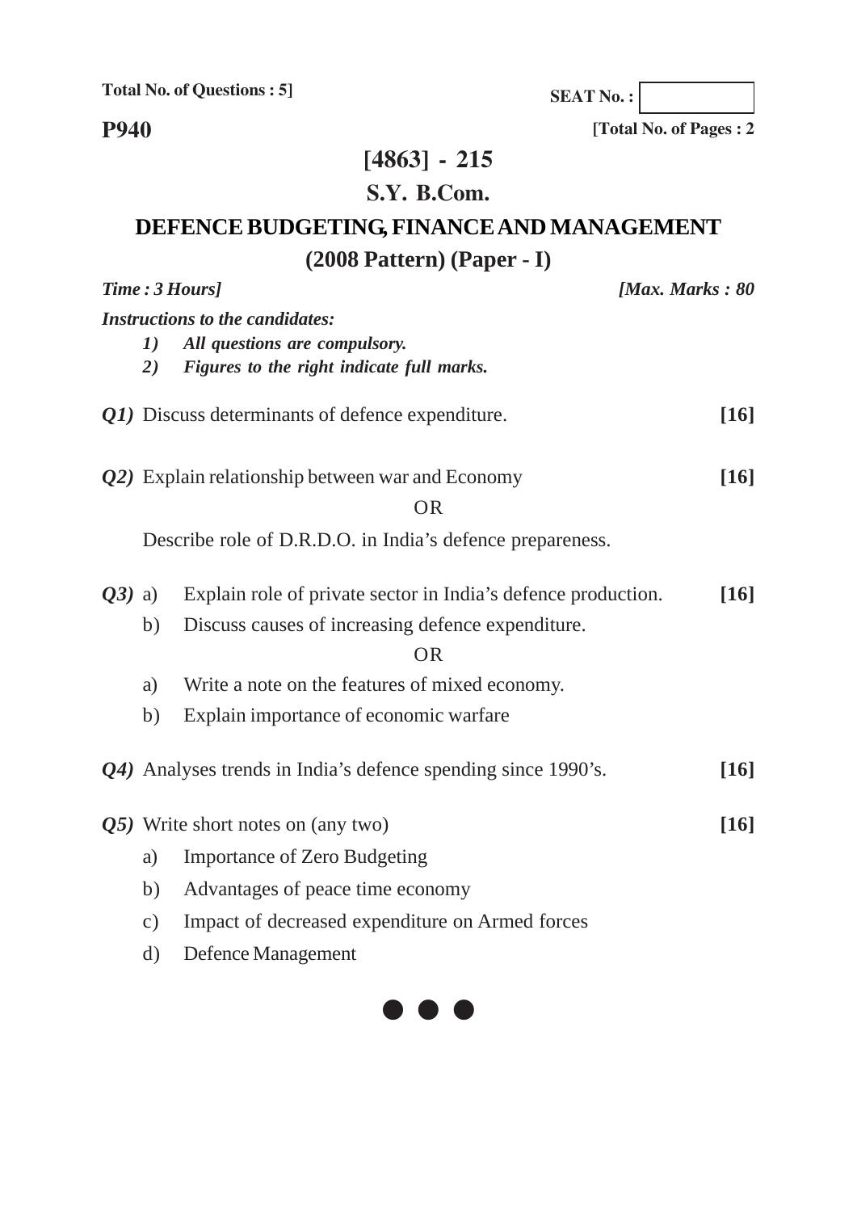Total No. of Questions : 5]

SEAT No. :

**P940**

[Total No. of Pages : 2

# [4863] - 215

## S.Y. B.Com.

## DEFENCE BUDGETING, FINANCE AND MANAGEMENT

### (2008 Pattern) (Paper - I)

*Time : 3 Hours]* *[Max. Marks : 80*

*Instructions to the candidates:*

1) *All questions are compulsory.*
2) *Figures to the right indicate full marks.*

*Q1)* Discuss determinants of defence expenditure. **[16]**

*Q2)* Explain relationship between war and Economy **[16]**

OR

Describe role of D.R.D.O. in India's defence prepareness.

*Q3)* a) Explain role of private sector in India's defence production. **[16]**

b) Discuss causes of increasing defence expenditure.

OR

a) Write a note on the features of mixed economy.

b) Explain importance of economic warfare

*Q4)* Analyses trends in India's defence spending since 1990's. **[16]**

*Q5)* Write short notes on (any two) **[16]**

a) Importance of Zero Budgeting

b) Advantages of peace time economy

c) Impact of decreased expenditure on Armed forces

d) Defence Management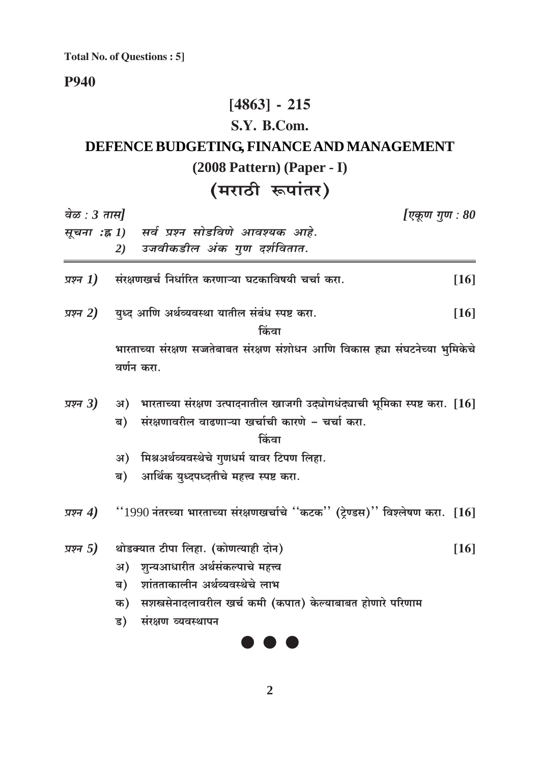**Total No. of Questions : 5]**

**P940**

# [4863] - 215

## S.Y. B.Com.

## DEFENCE BUDGETING, FINANCE AND MANAGEMENT

### (2008 Pattern) (Paper - I)

### (मराठी रूपांतर)

*वेळ : 3 तास]* *[एकूण गुण : 80*

*सूचना :ह 1) सर्व प्रश्न सोडविणे आवश्यक आहे.*
*2) उजवीकडील अंक गुण दर्शवितात.*

---

*प्रश्न 1)* संरक्षणखर्च निर्धारित करणाऱ्या घटकाविषयी चर्चा करा. **[16]**

*प्रश्न 2)* युध्द आणि अर्थव्यवस्था यातील संबंध स्पष्ट करा. **[16]**

किंवा

भारताच्या संरक्षण सज्जतेबाबत संरक्षण संशोधन आणि विकास ह्या संघटनेच्या भुमिकेचे वर्णन करा.

*प्रश्न 3)* अ) भारताच्या संरक्षण उत्पादनातील खाजगी उद्योगधंद्याची भूमिका स्पष्ट करा. **[16]**

ब) संरक्षणावरील वाढणाऱ्या खर्चाची कारणे – चर्चा करा.

किंवा

अ) मिश्रअर्थव्यवस्थेचे गुणधर्म यावर टिपण लिहा.

ब) आर्थिक युध्दपध्दतीचे महत्त्व स्पष्ट करा.

*प्रश्न 4)* ''1990 नंतरच्या भारताच्या संरक्षणखर्चाचे ''कटक'' (ट्रेण्डस)'' विश्लेषण करा. **[16]**

*प्रश्न 5)* थोडक्यात टीपा लिहा. (कोणत्याही दोन) **[16]**

अ) शुन्यआधारीत अर्थसंकल्पाचे महत्त्व

ब) शांतताकालीन अर्थव्यवस्थेचे लाभ

क) सशस्त्रसेनादलावरील खर्च कमी (कपात) केल्याबाबत होणारे परिणाम

ड) संरक्षण व्यवस्थापन

● ● ●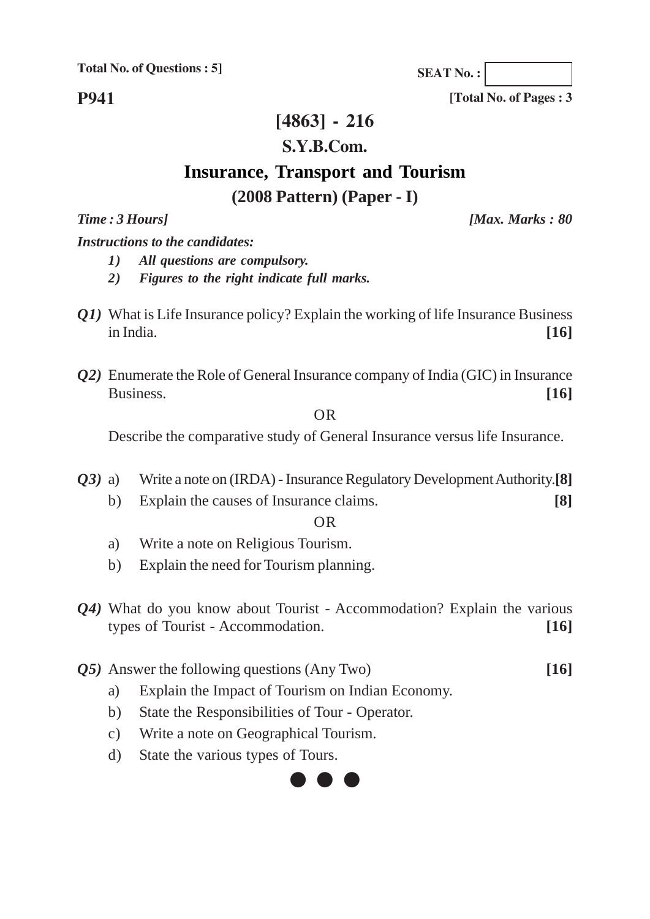Total No. of Questions : 5]

SEAT No. :

**P941**

[Total No. of Pages : 3

# [4863] - 216

## S.Y.B.Com.

## Insurance, Transport and Tourism

### (2008 Pattern) (Paper - I)

*Time : 3 Hours]* *[Max. Marks : 80*

***Instructions to the candidates:***

1) ***All questions are compulsory.***
2) ***Figures to the right indicate full marks.***

***Q1)*** What is Life Insurance policy? Explain the working of life Insurance Business in India. **[16]**

***Q2)*** Enumerate the Role of General Insurance company of India (GIC) in Insurance Business. **[16]**

OR

Describe the comparative study of General Insurance versus life Insurance.

***Q3)*** a) Write a note on (IRDA) - Insurance Regulatory Development Authority. **[8]**

b) Explain the causes of Insurance claims. **[8]**

OR

a) Write a note on Religious Tourism.

b) Explain the need for Tourism planning.

***Q4)*** What do you know about Tourist - Accommodation? Explain the various types of Tourist - Accommodation. **[16]**

***Q5)*** Answer the following questions (Any Two) **[16]**

a) Explain the Impact of Tourism on Indian Economy.

b) State the Responsibilities of Tour - Operator.

c) Write a note on Geographical Tourism.

d) State the various types of Tours.

● ● ●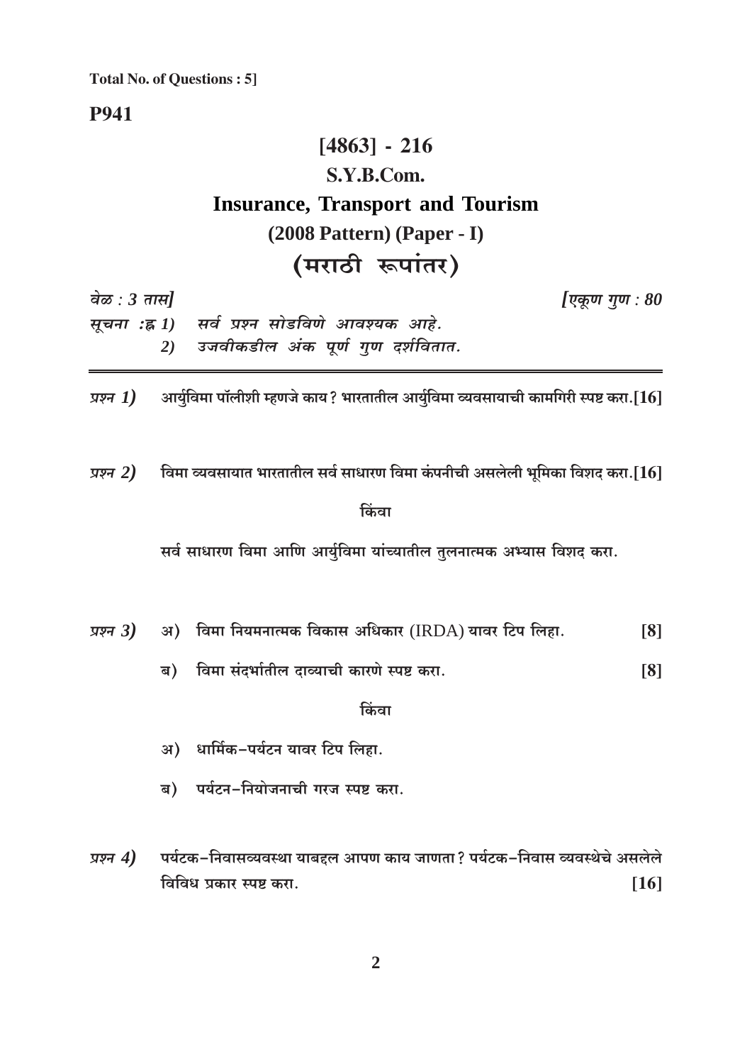**Total No. of Questions : 5]**

**P941**

# [4863] - 216

## S.Y.B.Com.

## Insurance, Transport and Tourism

### (2008 Pattern) (Paper - I)

### (मराठी रूपांतर)

*वेळ : 3 तास]* *[एकूण गुण : 80*

*सूचना :ह 1) सर्व प्रश्न सोडविणे आवश्यक आहे.*

*2) उजवीकडील अंक पूर्ण गुण दर्शवितात.*

---

*प्रश्न 1)* आर्युविमा पॉलीशी म्हणजे काय? भारतातील आर्युविमा व्यवसायाची कामगिरी स्पष्ट करा.[16]

*प्रश्न 2)* विमा व्यवसायात भारतातील सर्व साधारण विमा कंपनीची असलेली भूमिका विशद करा.[16]

किंवा

सर्व साधारण विमा आणि आर्युविमा यांच्यातील तुलनात्मक अभ्यास विशद करा.

*प्रश्न 3)* अ) विमा नियमनात्मक विकास अधिकार (IRDA) यावर टिप लिहा. [8]

ब) विमा संदर्भातील दाव्याची कारणे स्पष्ट करा. [8]

किंवा

अ) धार्मिक-पर्यटन यावर टिप लिहा.

ब) पर्यटन-नियोजनाची गरज स्पष्ट करा.

*प्रश्न 4)* पर्यटक-निवासव्यवस्था याबद्दल आपण काय जाणता? पर्यटक-निवास व्यवस्थेचे असलेले विविध प्रकार स्पष्ट करा. [16]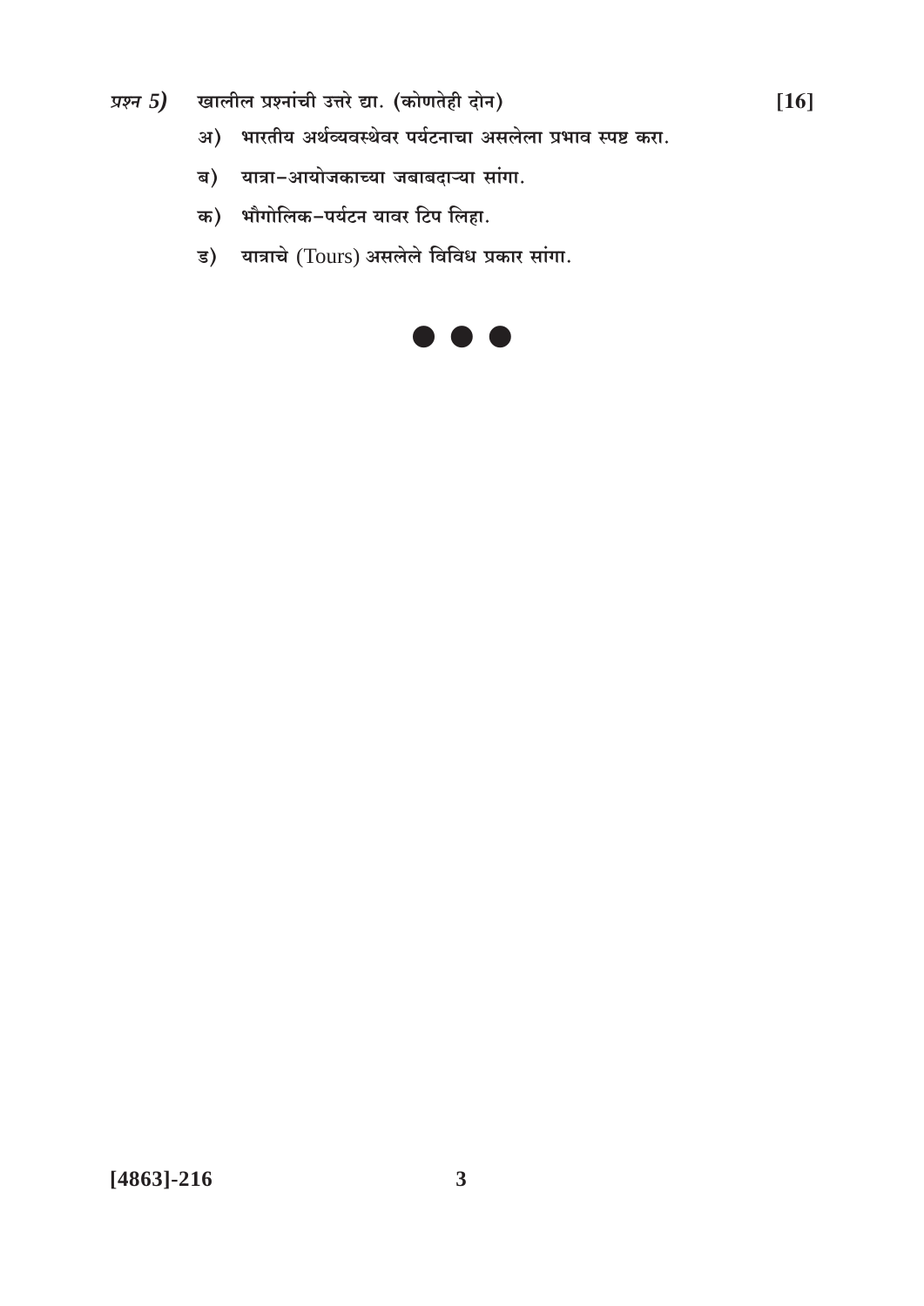*प्रश्न 5)* खालील प्रश्नांची उत्तरे द्या. (कोणतेही दोन) **[16]**

अ) भारतीय अर्थव्यवस्थेवर पर्यटनाचा असलेला प्रभाव स्पष्ट करा.

ब) यात्रा-आयोजकाच्या जबाबदाऱ्या सांगा.

क) भौगोलिक-पर्यटन यावर टिप लिहा.

ड) यात्राचे (Tours) असलेले विविध प्रकार सांगा.

● ● ●

**[4863]-216**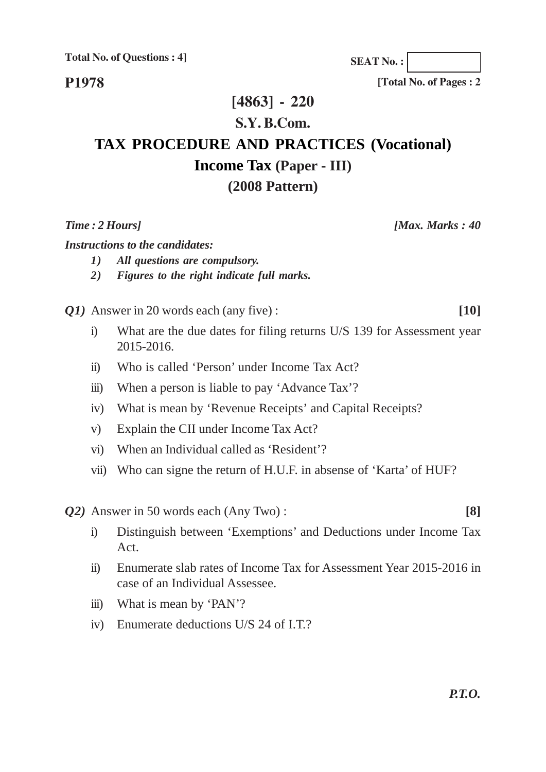**Total No. of Questions : 4]**

**SEAT No. :**

**P1978**

**[Total No. of Pages : 2**

# [4863] - 220

## S.Y. B.Com.

## TAX PROCEDURE AND PRACTICES (Vocational)

## Income Tax (Paper - III)

## (2008 Pattern)

***Time : 2 Hours]*** ***[Max. Marks : 40***

***Instructions to the candidates:***

1) *All questions are compulsory.*
2) *Figures to the right indicate full marks.*

***Q1)*** Answer in 20 words each (any five) : **[10]**

i) What are the due dates for filing returns U/S 139 for Assessment year 2015-2016.

ii) Who is called 'Person' under Income Tax Act?

iii) When a person is liable to pay 'Advance Tax'?

iv) What is mean by 'Revenue Receipts' and Capital Receipts?

v) Explain the CII under Income Tax Act?

vi) When an Individual called as 'Resident'?

vii) Who can signe the return of H.U.F. in absense of 'Karta' of HUF?

***Q2)*** Answer in 50 words each (Any Two) : **[8]**

i) Distinguish between 'Exemptions' and Deductions under Income Tax Act.

ii) Enumerate slab rates of Income Tax for Assessment Year 2015-2016 in case of an Individual Assessee.

iii) What is mean by 'PAN'?

iv) Enumerate deductions U/S 24 of I.T.?

***P.T.O.***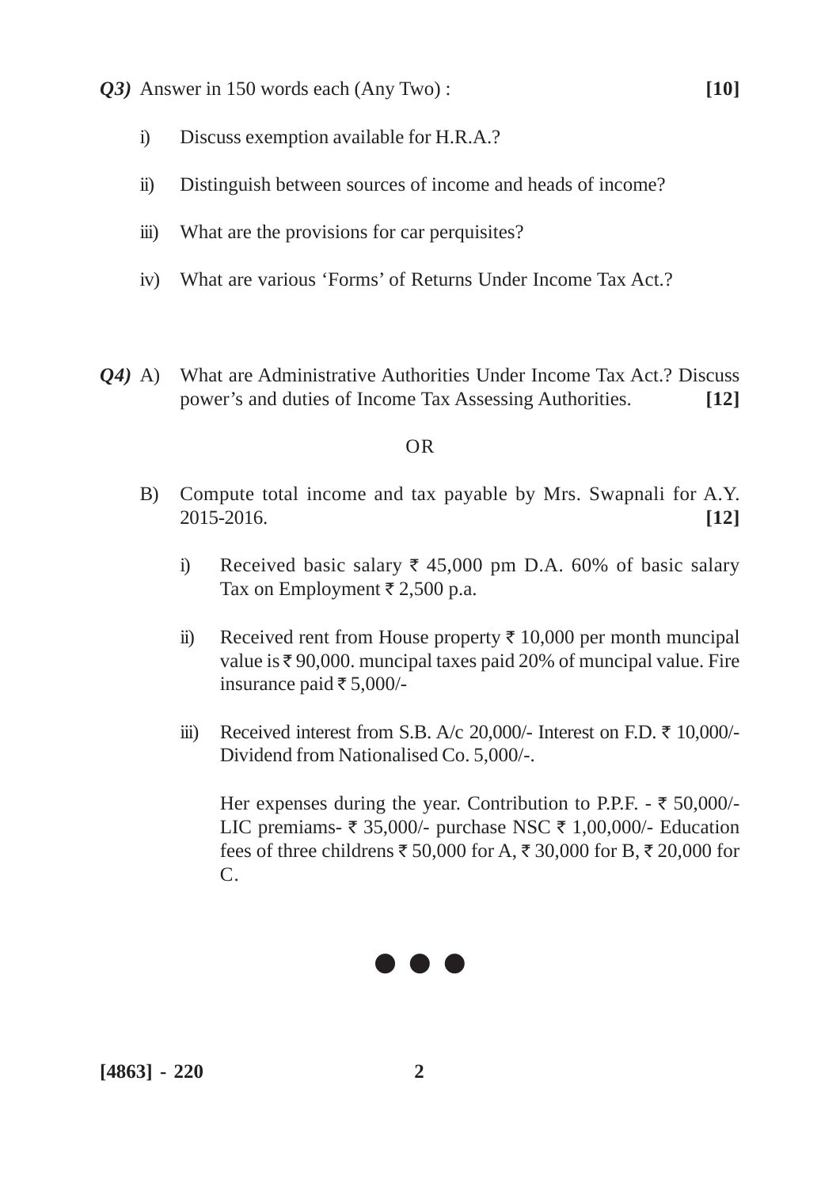*Q3)* Answer in 150 words each (Any Two) : **[10]**

i) Discuss exemption available for H.R.A.?

ii) Distinguish between sources of income and heads of income?

iii) What are the provisions for car perquisites?

iv) What are various 'Forms' of Returns Under Income Tax Act.?

*Q4)* A) What are Administrative Authorities Under Income Tax Act.? Discuss power's and duties of Income Tax Assessing Authorities. **[12]**

OR

B) Compute total income and tax payable by Mrs. Swapnali for A.Y. 2015-2016. **[12]**

i) Received basic salary ₹ 45,000 pm D.A. 60% of basic salary Tax on Employment ₹ 2,500 p.a.

ii) Received rent from House property ₹ 10,000 per month muncipal value is ₹ 90,000. muncipal taxes paid 20% of muncipal value. Fire insurance paid ₹ 5,000/-

iii) Received interest from S.B. A/c 20,000/- Interest on F.D. ₹ 10,000/- Dividend from Nationalised Co. 5,000/-.

Her expenses during the year. Contribution to P.P.F. - ₹ 50,000/- LIC premiams- ₹ 35,000/- purchase NSC ₹ 1,00,000/- Education fees of three childrens ₹ 50,000 for A, ₹ 30,000 for B, ₹ 20,000 for C.

● ● ●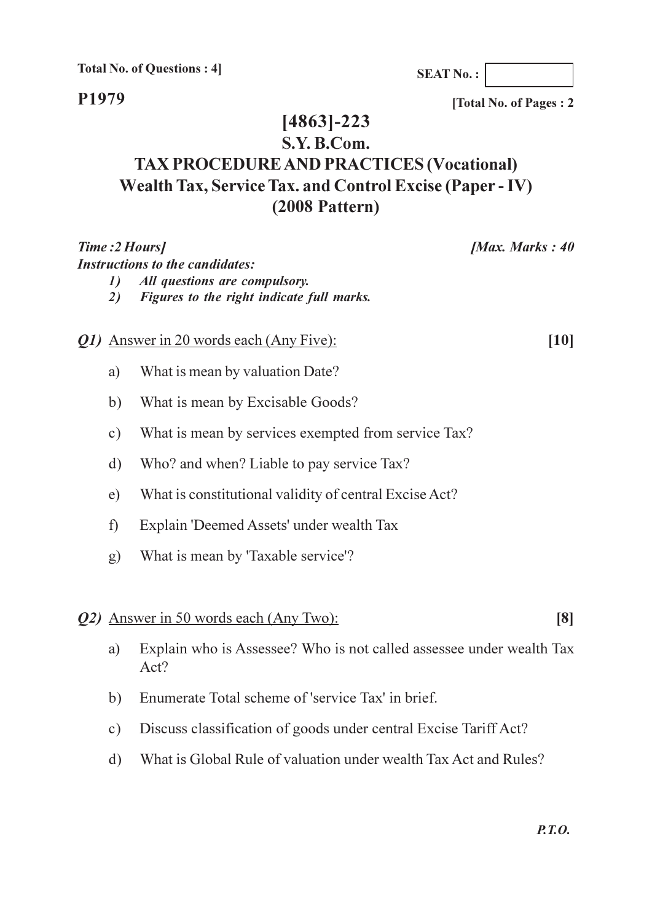Total No. of Questions : 4]

SEAT No. :

**P1979**

[Total No. of Pages : 2

# [4863]-223

## S.Y. B.Com.

## TAX PROCEDURE AND PRACTICES (Vocational)

## Wealth Tax, Service Tax. and Control Excise (Paper - IV)

## (2008 Pattern)

*Time :2 Hours]* *[Max. Marks : 40*

*Instructions to the candidates:*

1) *All questions are compulsory.*
2) *Figures to the right indicate full marks.*

***Q1)*** Answer in 20 words each (Any Five): **[10]**

a) What is mean by valuation Date?

b) What is mean by Excisable Goods?

c) What is mean by services exempted from service Tax?

d) Who? and when? Liable to pay service Tax?

e) What is constitutional validity of central Excise Act?

f) Explain 'Deemed Assets' under wealth Tax

g) What is mean by 'Taxable service'?

***Q2)*** Answer in 50 words each (Any Two): **[8]**

a) Explain who is Assessee? Who is not called assessee under wealth Tax Act?

b) Enumerate Total scheme of 'service Tax' in brief.

c) Discuss classification of goods under central Excise Tariff Act?

d) What is Global Rule of valuation under wealth Tax Act and Rules?

*P.T.O.*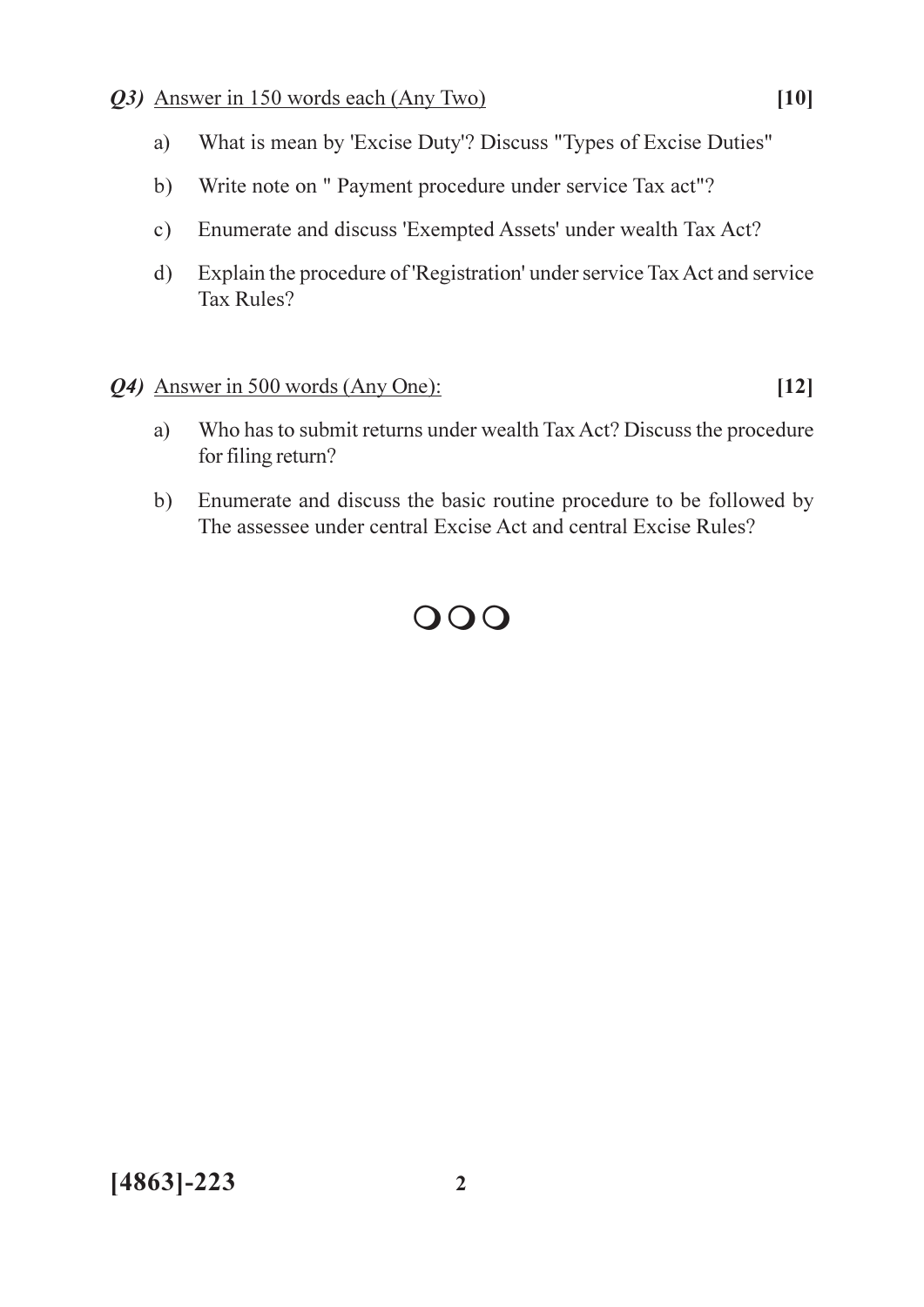***Q3)*** Answer in 150 words each (Any Two) **[10]**

a) What is mean by 'Excise Duty'? Discuss "Types of Excise Duties"

b) Write note on " Payment procedure under service Tax act"?

c) Enumerate and discuss 'Exempted Assets' under wealth Tax Act?

d) Explain the procedure of 'Registration' under service Tax Act and service Tax Rules?

***Q4)*** Answer in 500 words (Any One): **[12]**

a) Who has to submit returns under wealth Tax Act? Discuss the procedure for filing return?

b) Enumerate and discuss the basic routine procedure to be followed by The assessee under central Excise Act and central Excise Rules?

❍ ❍ ❍

**[4863]-223**